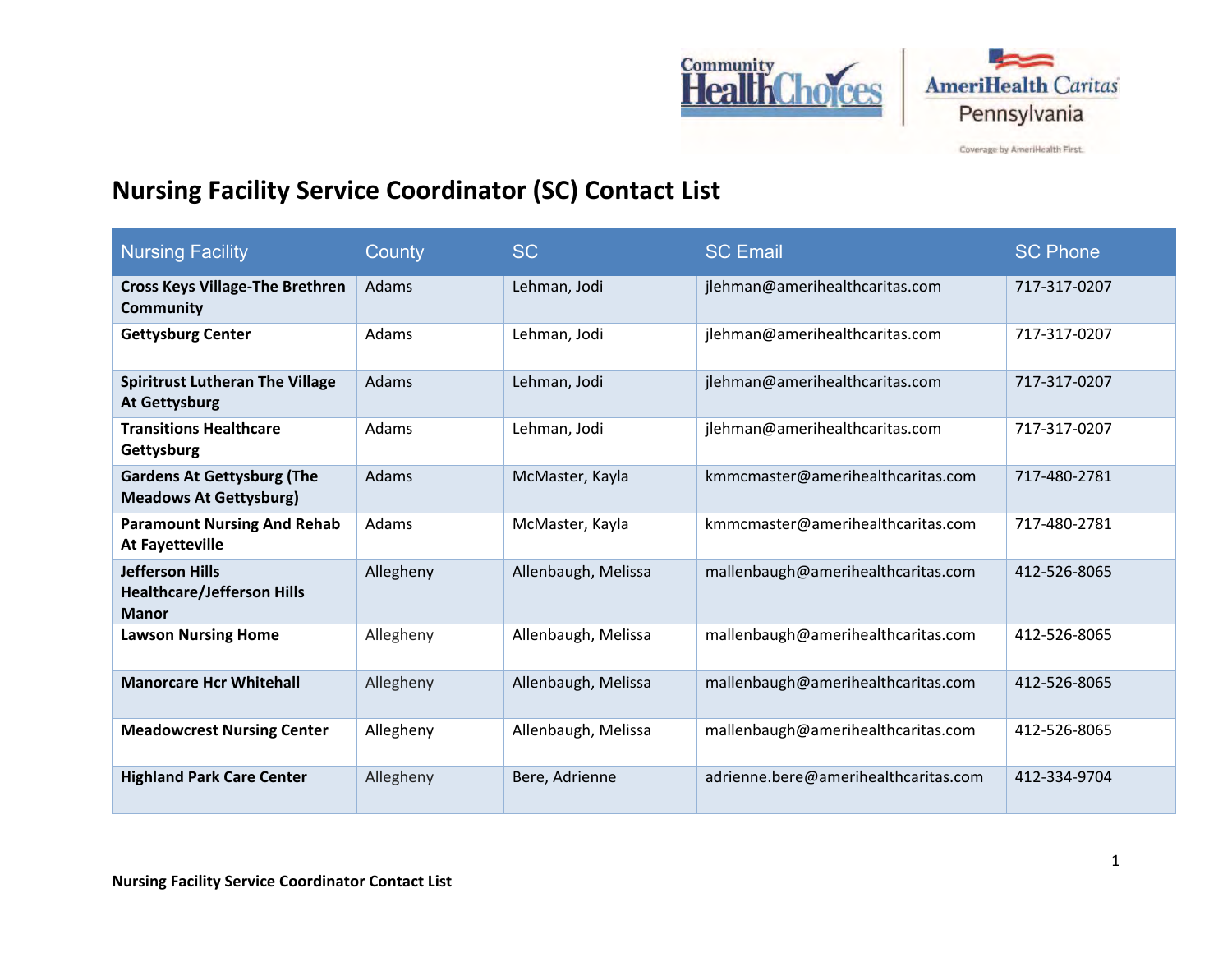# Nursing Facility Service Coordinator (SC) Contact List

| Nursing Facility | County | SC | SC Email | SC Phone |
|---|---|---|---|---|
| **Cross Keys Village-The Brethren Community** | Adams | Lehman, Jodi | jlehman@amerihealthcaritas.com | 717-317-0207 |
| **Gettysburg Center** | Adams | Lehman, Jodi | jlehman@amerihealthcaritas.com | 717-317-0207 |
| **Spiritrust Lutheran The Village At Gettysburg** | Adams | Lehman, Jodi | jlehman@amerihealthcaritas.com | 717-317-0207 |
| **Transitions Healthcare Gettysburg** | Adams | Lehman, Jodi | jlehman@amerihealthcaritas.com | 717-317-0207 |
| **Gardens At Gettysburg (The Meadows At Gettysburg)** | Adams | McMaster, Kayla | kmmcmaster@amerihealthcaritas.com | 717-480-2781 |
| **Paramount Nursing And Rehab At Fayetteville** | Adams | McMaster, Kayla | kmmcmaster@amerihealthcaritas.com | 717-480-2781 |
| **Jefferson Hills Healthcare/Jefferson Hills Manor** | Allegheny | Allenbaugh, Melissa | mallenbaugh@amerihealthcaritas.com | 412-526-8065 |
| **Lawson Nursing Home** | Allegheny | Allenbaugh, Melissa | mallenbaugh@amerihealthcaritas.com | 412-526-8065 |
| **Manorcare Hcr Whitehall** | Allegheny | Allenbaugh, Melissa | mallenbaugh@amerihealthcaritas.com | 412-526-8065 |
| **Meadowcrest Nursing Center** | Allegheny | Allenbaugh, Melissa | mallenbaugh@amerihealthcaritas.com | 412-526-8065 |
| **Highland Park Care Center** | Allegheny | Bere, Adrienne | adrienne.bere@amerihealthcaritas.com | 412-334-9704 |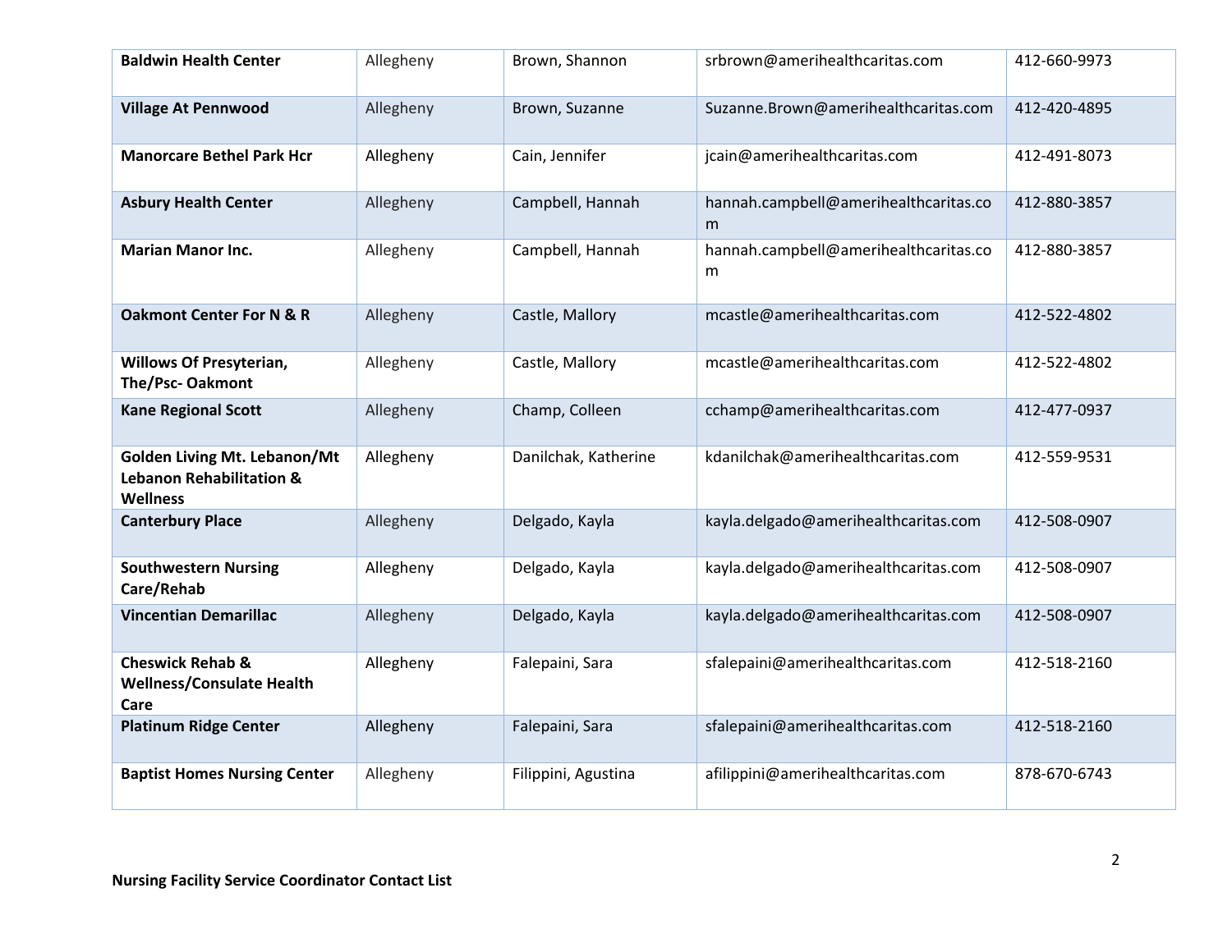| Baldwin Health Center | Allegheny | Brown, Shannon | srbrown@amerihealthcaritas.com | 412-660-9973 |
|---|---|---|---|---|
| **Village At Pennwood** | Allegheny | Brown, Suzanne | Suzanne.Brown@amerihealthcaritas.com | 412-420-4895 |
| **Manorcare Bethel Park Hcr** | Allegheny | Cain, Jennifer | jcain@amerihealthcaritas.com | 412-491-8073 |
| **Asbury Health Center** | Allegheny | Campbell, Hannah | hannah.campbell@amerihealthcaritas.com | 412-880-3857 |
| **Marian Manor Inc.** | Allegheny | Campbell, Hannah | hannah.campbell@amerihealthcaritas.com | 412-880-3857 |
| **Oakmont Center For N & R** | Allegheny | Castle, Mallory | mcastle@amerihealthcaritas.com | 412-522-4802 |
| **Willows Of Presyterian, The/Psc- Oakmont** | Allegheny | Castle, Mallory | mcastle@amerihealthcaritas.com | 412-522-4802 |
| **Kane Regional Scott** | Allegheny | Champ, Colleen | cchamp@amerihealthcaritas.com | 412-477-0937 |
| **Golden Living Mt. Lebanon/Mt Lebanon Rehabilitation & Wellness** | Allegheny | Danilchak, Katherine | kdanilchak@amerihealthcaritas.com | 412-559-9531 |
| **Canterbury Place** | Allegheny | Delgado, Kayla | kayla.delgado@amerihealthcaritas.com | 412-508-0907 |
| **Southwestern Nursing Care/Rehab** | Allegheny | Delgado, Kayla | kayla.delgado@amerihealthcaritas.com | 412-508-0907 |
| **Vincentian Demarillac** | Allegheny | Delgado, Kayla | kayla.delgado@amerihealthcaritas.com | 412-508-0907 |
| **Cheswick Rehab & Wellness/Consulate Health Care** | Allegheny | Falepaini, Sara | sfalepaini@amerihealthcaritas.com | 412-518-2160 |
| **Platinum Ridge Center** | Allegheny | Falepaini, Sara | sfalepaini@amerihealthcaritas.com | 412-518-2160 |
| **Baptist Homes Nursing Center** | Allegheny | Filippini, Agustina | afilippini@amerihealthcaritas.com | 878-670-6743 |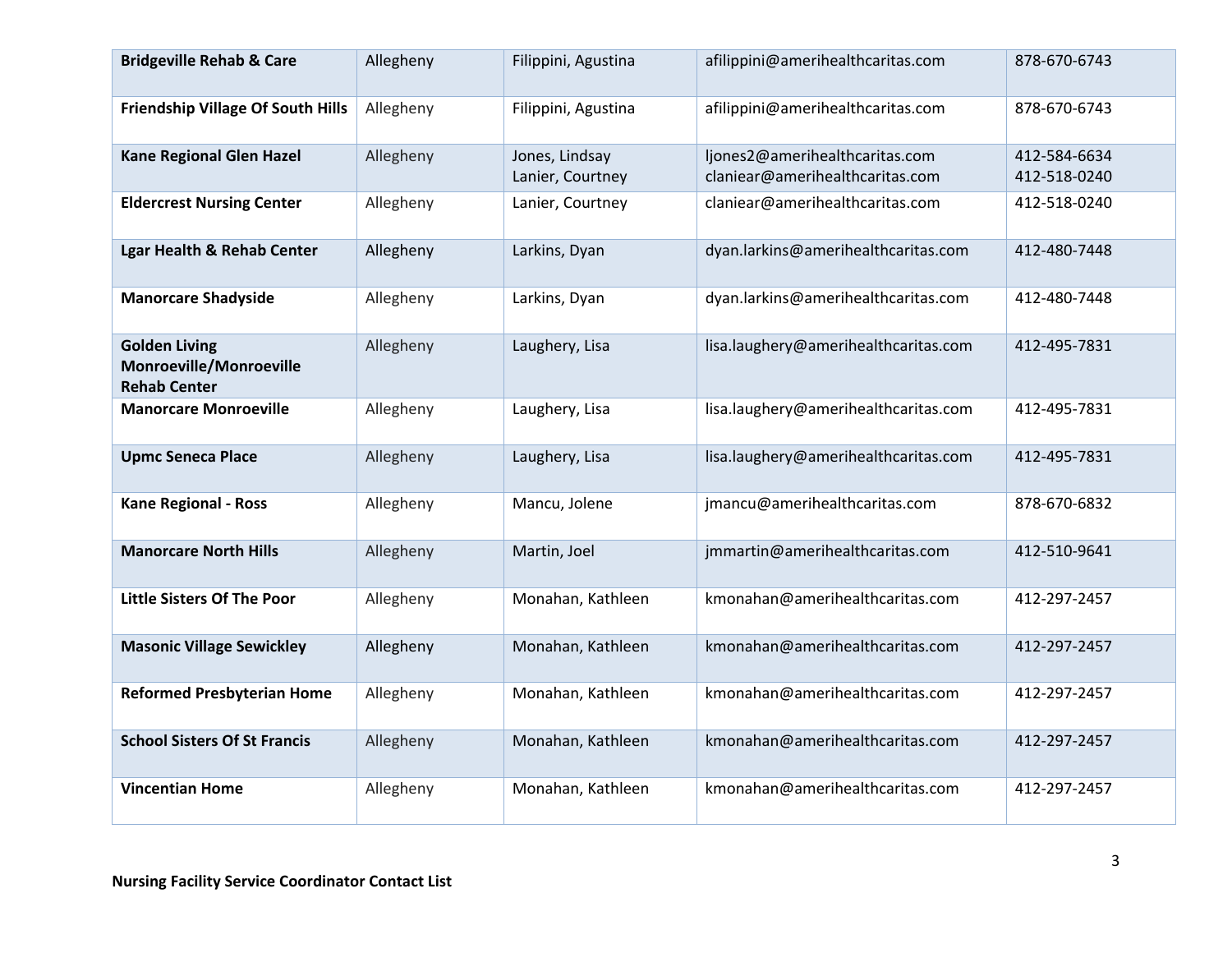| | | | | |
|---|---|---|---|---|
| **Bridgeville Rehab & Care** | Allegheny | Filippini, Agustina | afilippini@amerihealthcaritas.com | 878-670-6743 |
| **Friendship Village Of South Hills** | Allegheny | Filippini, Agustina | afilippini@amerihealthcaritas.com | 878-670-6743 |
| **Kane Regional Glen Hazel** | Allegheny | Jones, Lindsay<br>Lanier, Courtney | ljones2@amerihealthcaritas.com<br>claniear@amerihealthcaritas.com | 412-584-6634<br>412-518-0240 |
| **Eldercrest Nursing Center** | Allegheny | Lanier, Courtney | claniear@amerihealthcaritas.com | 412-518-0240 |
| **Lgar Health & Rehab Center** | Allegheny | Larkins, Dyan | dyan.larkins@amerihealthcaritas.com | 412-480-7448 |
| **Manorcare Shadyside** | Allegheny | Larkins, Dyan | dyan.larkins@amerihealthcaritas.com | 412-480-7448 |
| **Golden Living Monroeville/Monroeville Rehab Center** | Allegheny | Laughery, Lisa | lisa.laughery@amerihealthcaritas.com | 412-495-7831 |
| **Manorcare Monroeville** | Allegheny | Laughery, Lisa | lisa.laughery@amerihealthcaritas.com | 412-495-7831 |
| **Upmc Seneca Place** | Allegheny | Laughery, Lisa | lisa.laughery@amerihealthcaritas.com | 412-495-7831 |
| **Kane Regional - Ross** | Allegheny | Mancu, Jolene | jmancu@amerihealthcaritas.com | 878-670-6832 |
| **Manorcare North Hills** | Allegheny | Martin, Joel | jmmartin@amerihealthcaritas.com | 412-510-9641 |
| **Little Sisters Of The Poor** | Allegheny | Monahan, Kathleen | kmonahan@amerihealthcaritas.com | 412-297-2457 |
| **Masonic Village Sewickley** | Allegheny | Monahan, Kathleen | kmonahan@amerihealthcaritas.com | 412-297-2457 |
| **Reformed Presbyterian Home** | Allegheny | Monahan, Kathleen | kmonahan@amerihealthcaritas.com | 412-297-2457 |
| **School Sisters Of St Francis** | Allegheny | Monahan, Kathleen | kmonahan@amerihealthcaritas.com | 412-297-2457 |
| **Vincentian Home** | Allegheny | Monahan, Kathleen | kmonahan@amerihealthcaritas.com | 412-297-2457 |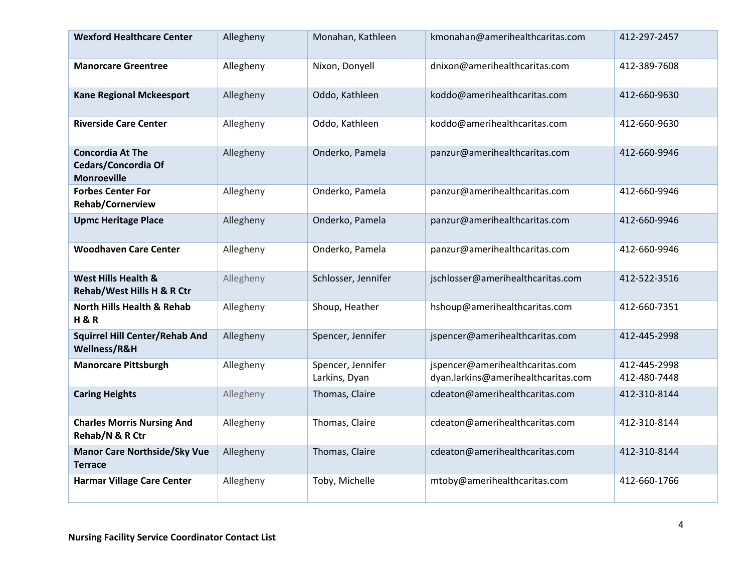| | | | | |
|---|---|---|---|---|
| **Wexford Healthcare Center** | Allegheny | Monahan, Kathleen | kmonahan@amerihealthcaritas.com | 412-297-2457 |
| **Manorcare Greentree** | Allegheny | Nixon, Donyell | dnixon@amerihealthcaritas.com | 412-389-7608 |
| **Kane Regional Mckeesport** | Allegheny | Oddo, Kathleen | koddo@amerihealthcaritas.com | 412-660-9630 |
| **Riverside Care Center** | Allegheny | Oddo, Kathleen | koddo@amerihealthcaritas.com | 412-660-9630 |
| **Concordia At The Cedars/Concordia Of Monroeville** | Allegheny | Onderko, Pamela | panzur@amerihealthcaritas.com | 412-660-9946 |
| **Forbes Center For Rehab/Cornerview** | Allegheny | Onderko, Pamela | panzur@amerihealthcaritas.com | 412-660-9946 |
| **Upmc Heritage Place** | Allegheny | Onderko, Pamela | panzur@amerihealthcaritas.com | 412-660-9946 |
| **Woodhaven Care Center** | Allegheny | Onderko, Pamela | panzur@amerihealthcaritas.com | 412-660-9946 |
| **West Hills Health & Rehab/West Hills H & R Ctr** | Allegheny | Schlosser, Jennifer | jschlosser@amerihealthcaritas.com | 412-522-3516 |
| **North Hills Health & Rehab H & R** | Allegheny | Shoup, Heather | hshoup@amerihealthcaritas.com | 412-660-7351 |
| **Squirrel Hill Center/Rehab And Wellness/R&H** | Allegheny | Spencer, Jennifer | jspencer@amerihealthcaritas.com | 412-445-2998 |
| **Manorcare Pittsburgh** | Allegheny | Spencer, Jennifer<br>Larkins, Dyan | jspencer@amerihealthcaritas.com<br>dyan.larkins@amerihealthcaritas.com | 412-445-2998<br>412-480-7448 |
| **Caring Heights** | Allegheny | Thomas, Claire | cdeaton@amerihealthcaritas.com | 412-310-8144 |
| **Charles Morris Nursing And Rehab/N & R Ctr** | Allegheny | Thomas, Claire | cdeaton@amerihealthcaritas.com | 412-310-8144 |
| **Manor Care Northside/Sky Vue Terrace** | Allegheny | Thomas, Claire | cdeaton@amerihealthcaritas.com | 412-310-8144 |
| **Harmar Village Care Center** | Allegheny | Toby, Michelle | mtoby@amerihealthcaritas.com | 412-660-1766 |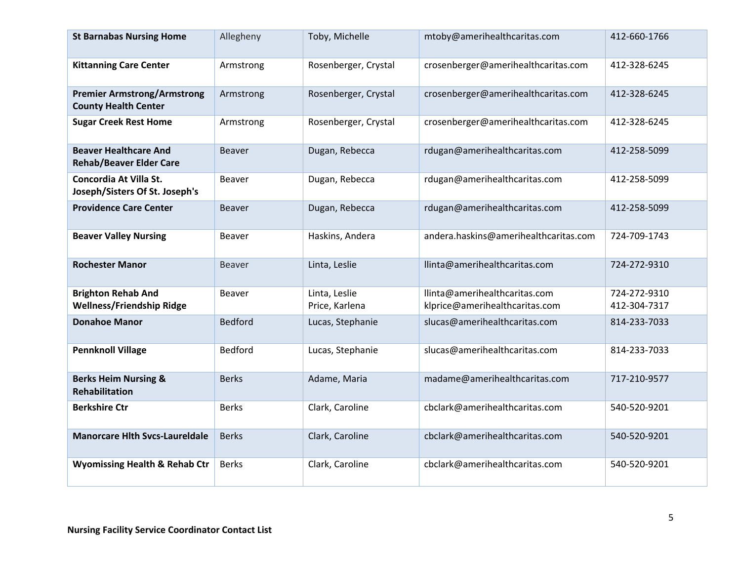| | | | | |
|---|---|---|---|---|
| **St Barnabas Nursing Home** | Allegheny | Toby, Michelle | mtoby@amerihealthcaritas.com | 412-660-1766 |
| **Kittanning Care Center** | Armstrong | Rosenberger, Crystal | crosenberger@amerihealthcaritas.com | 412-328-6245 |
| **Premier Armstrong/Armstrong County Health Center** | Armstrong | Rosenberger, Crystal | crosenberger@amerihealthcaritas.com | 412-328-6245 |
| **Sugar Creek Rest Home** | Armstrong | Rosenberger, Crystal | crosenberger@amerihealthcaritas.com | 412-328-6245 |
| **Beaver Healthcare And Rehab/Beaver Elder Care** | Beaver | Dugan, Rebecca | rdugan@amerihealthcaritas.com | 412-258-5099 |
| **Concordia At Villa St. Joseph/Sisters Of St. Joseph's** | Beaver | Dugan, Rebecca | rdugan@amerihealthcaritas.com | 412-258-5099 |
| **Providence Care Center** | Beaver | Dugan, Rebecca | rdugan@amerihealthcaritas.com | 412-258-5099 |
| **Beaver Valley Nursing** | Beaver | Haskins, Andera | andera.haskins@amerihealthcaritas.com | 724-709-1743 |
| **Rochester Manor** | Beaver | Linta, Leslie | llinta@amerihealthcaritas.com | 724-272-9310 |
| **Brighton Rehab And Wellness/Friendship Ridge** | Beaver | Linta, Leslie<br>Price, Karlena | llinta@amerihealthcaritas.com<br>klprice@amerihealthcaritas.com | 724-272-9310<br>412-304-7317 |
| **Donahoe Manor** | Bedford | Lucas, Stephanie | slucas@amerihealthcaritas.com | 814-233-7033 |
| **Pennknoll Village** | Bedford | Lucas, Stephanie | slucas@amerihealthcaritas.com | 814-233-7033 |
| **Berks Heim Nursing & Rehabilitation** | Berks | Adame, Maria | madame@amerihealthcaritas.com | 717-210-9577 |
| **Berkshire Ctr** | Berks | Clark, Caroline | cbclark@amerihealthcaritas.com | 540-520-9201 |
| **Manorcare Hlth Svcs-Laureldale** | Berks | Clark, Caroline | cbclark@amerihealthcaritas.com | 540-520-9201 |
| **Wyomissing Health & Rehab Ctr** | Berks | Clark, Caroline | cbclark@amerihealthcaritas.com | 540-520-9201 |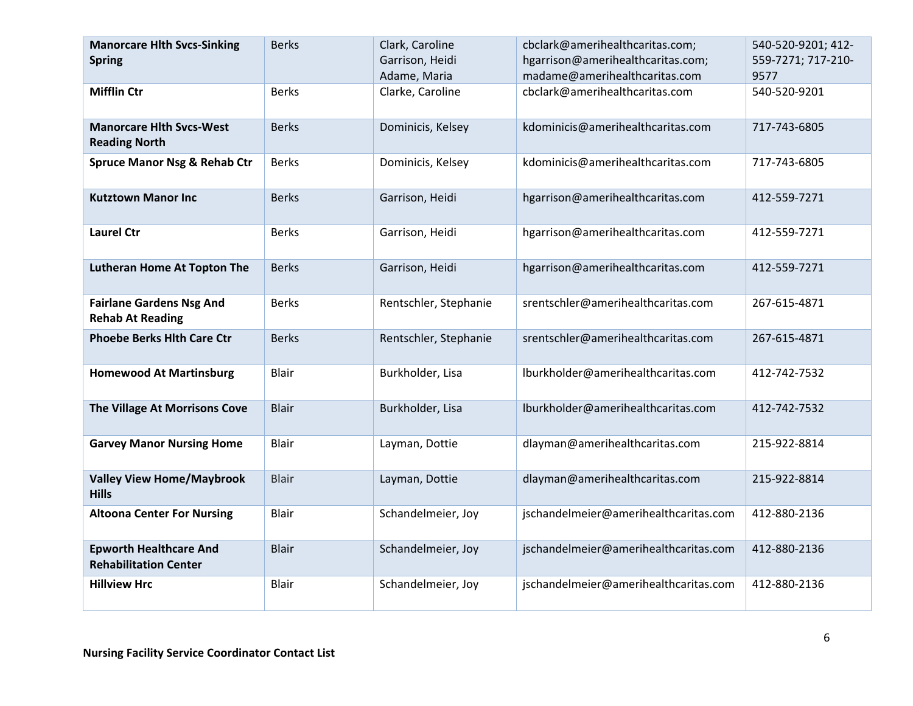| **Manorcare Hlth Svcs-Sinking Spring** | Berks | Clark, Caroline<br>Garrison, Heidi<br>Adame, Maria | cbclark@amerihealthcaritas.com;<br>hgarrison@amerihealthcaritas.com;<br>madame@amerihealthcaritas.com | 540-520-9201; 412-559-7271; 717-210-9577 |
|---|---|---|---|---|
| **Mifflin Ctr** | Berks | Clarke, Caroline | cbclark@amerihealthcaritas.com | 540-520-9201 |
| **Manorcare Hlth Svcs-West Reading North** | Berks | Dominicis, Kelsey | kdominicis@amerihealthcaritas.com | 717-743-6805 |
| **Spruce Manor Nsg & Rehab Ctr** | Berks | Dominicis, Kelsey | kdominicis@amerihealthcaritas.com | 717-743-6805 |
| **Kutztown Manor Inc** | Berks | Garrison, Heidi | hgarrison@amerihealthcaritas.com | 412-559-7271 |
| **Laurel Ctr** | Berks | Garrison, Heidi | hgarrison@amerihealthcaritas.com | 412-559-7271 |
| **Lutheran Home At Topton The** | Berks | Garrison, Heidi | hgarrison@amerihealthcaritas.com | 412-559-7271 |
| **Fairlane Gardens Nsg And Rehab At Reading** | Berks | Rentschler, Stephanie | srentschler@amerihealthcaritas.com | 267-615-4871 |
| **Phoebe Berks Hlth Care Ctr** | Berks | Rentschler, Stephanie | srentschler@amerihealthcaritas.com | 267-615-4871 |
| **Homewood At Martinsburg** | Blair | Burkholder, Lisa | lburkholder@amerihealthcaritas.com | 412-742-7532 |
| **The Village At Morrisons Cove** | Blair | Burkholder, Lisa | lburkholder@amerihealthcaritas.com | 412-742-7532 |
| **Garvey Manor Nursing Home** | Blair | Layman, Dottie | dlayman@amerihealthcaritas.com | 215-922-8814 |
| **Valley View Home/Maybrook Hills** | Blair | Layman, Dottie | dlayman@amerihealthcaritas.com | 215-922-8814 |
| **Altoona Center For Nursing** | Blair | Schandelmeier, Joy | jschandelmeier@amerihealthcaritas.com | 412-880-2136 |
| **Epworth Healthcare And Rehabilitation Center** | Blair | Schandelmeier, Joy | jschandelmeier@amerihealthcaritas.com | 412-880-2136 |
| **Hillview Hrc** | Blair | Schandelmeier, Joy | jschandelmeier@amerihealthcaritas.com | 412-880-2136 |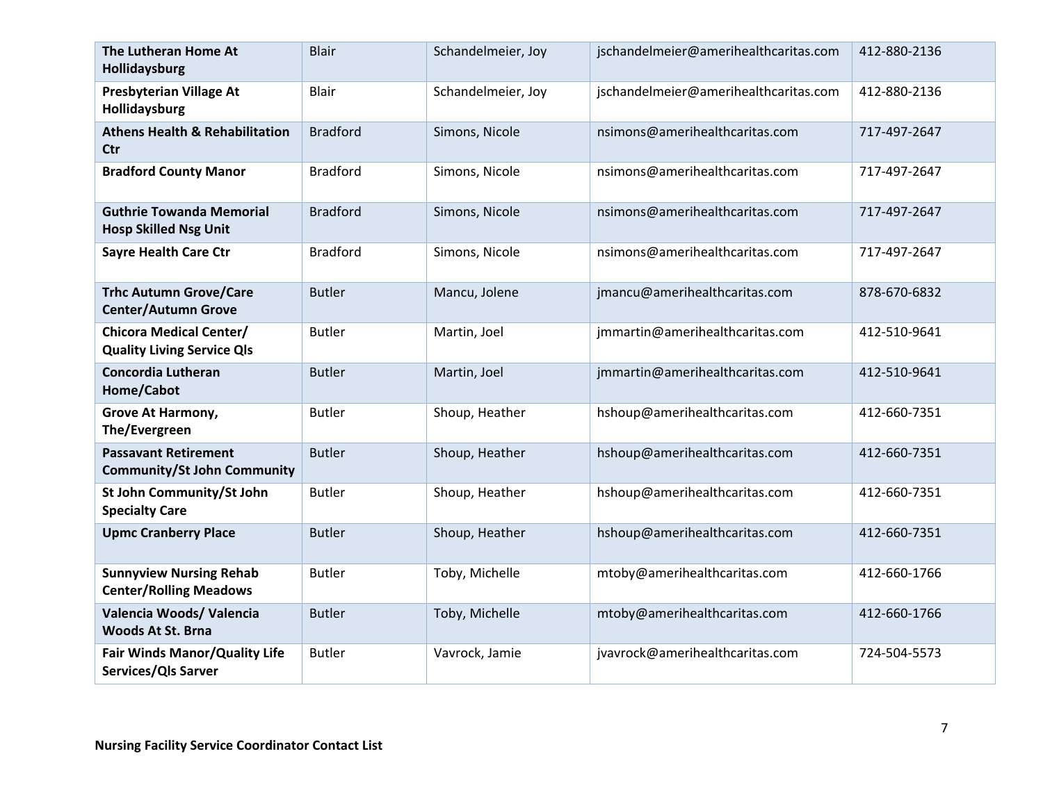| The Lutheran Home At Hollidaysburg | Blair | Schandelmeier, Joy | jschandelmeier@amerihealthcaritas.com | 412-880-2136 |
|---|---|---|---|---|
| Presbyterian Village At Hollidaysburg | Blair | Schandelmeier, Joy | jschandelmeier@amerihealthcaritas.com | 412-880-2136 |
| Athens Health & Rehabilitation Ctr | Bradford | Simons, Nicole | nsimons@amerihealthcaritas.com | 717-497-2647 |
| Bradford County Manor | Bradford | Simons, Nicole | nsimons@amerihealthcaritas.com | 717-497-2647 |
| Guthrie Towanda Memorial Hosp Skilled Nsg Unit | Bradford | Simons, Nicole | nsimons@amerihealthcaritas.com | 717-497-2647 |
| Sayre Health Care Ctr | Bradford | Simons, Nicole | nsimons@amerihealthcaritas.com | 717-497-2647 |
| Trhc Autumn Grove/Care Center/Autumn Grove | Butler | Mancu, Jolene | jmancu@amerihealthcaritas.com | 878-670-6832 |
| Chicora Medical Center/ Quality Living Service Qls | Butler | Martin, Joel | jmmartin@amerihealthcaritas.com | 412-510-9641 |
| Concordia Lutheran Home/Cabot | Butler | Martin, Joel | jmmartin@amerihealthcaritas.com | 412-510-9641 |
| Grove At Harmony, The/Evergreen | Butler | Shoup, Heather | hshoup@amerihealthcaritas.com | 412-660-7351 |
| Passavant Retirement Community/St John Community | Butler | Shoup, Heather | hshoup@amerihealthcaritas.com | 412-660-7351 |
| St John Community/St John Specialty Care | Butler | Shoup, Heather | hshoup@amerihealthcaritas.com | 412-660-7351 |
| Upmc Cranberry Place | Butler | Shoup, Heather | hshoup@amerihealthcaritas.com | 412-660-7351 |
| Sunnyview Nursing Rehab Center/Rolling Meadows | Butler | Toby, Michelle | mtoby@amerihealthcaritas.com | 412-660-1766 |
| Valencia Woods/ Valencia Woods At St. Brna | Butler | Toby, Michelle | mtoby@amerihealthcaritas.com | 412-660-1766 |
| Fair Winds Manor/Quality Life Services/Qls Sarver | Butler | Vavrock, Jamie | jvavrock@amerihealthcaritas.com | 724-504-5573 |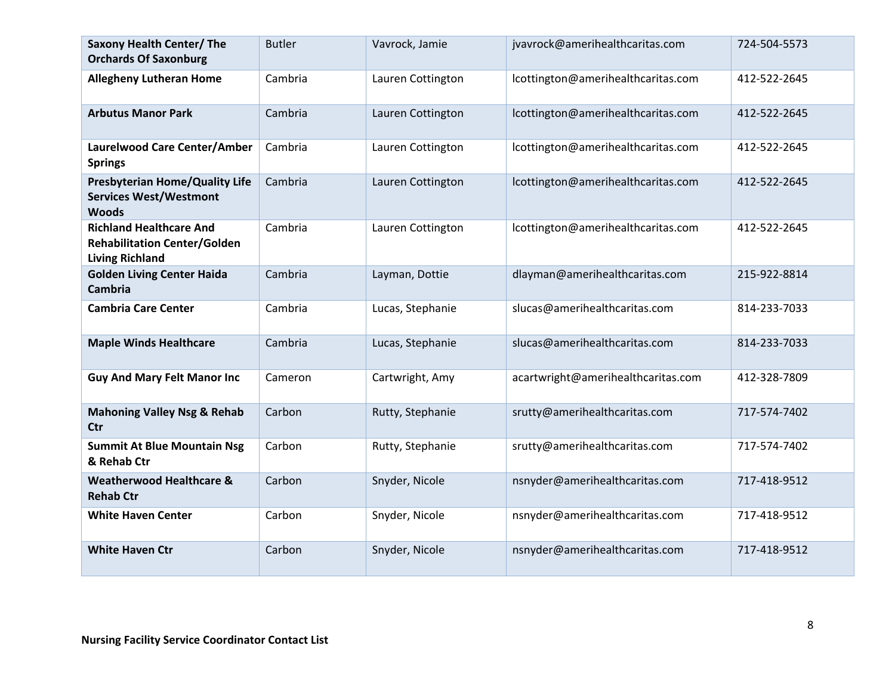| Saxony Health Center/ The Orchards Of Saxonburg | Butler | Vavrock, Jamie | jvavrock@amerihealthcaritas.com | 724-504-5573 |
|---|---|---|---|---|
| Allegheny Lutheran Home | Cambria | Lauren Cottington | lcottington@amerihealthcaritas.com | 412-522-2645 |
| Arbutus Manor Park | Cambria | Lauren Cottington | lcottington@amerihealthcaritas.com | 412-522-2645 |
| Laurelwood Care Center/Amber Springs | Cambria | Lauren Cottington | lcottington@amerihealthcaritas.com | 412-522-2645 |
| Presbyterian Home/Quality Life Services West/Westmont Woods | Cambria | Lauren Cottington | lcottington@amerihealthcaritas.com | 412-522-2645 |
| Richland Healthcare And Rehabilitation Center/Golden Living Richland | Cambria | Lauren Cottington | lcottington@amerihealthcaritas.com | 412-522-2645 |
| Golden Living Center Haida Cambria | Cambria | Layman, Dottie | dlayman@amerihealthcaritas.com | 215-922-8814 |
| Cambria Care Center | Cambria | Lucas, Stephanie | slucas@amerihealthcaritas.com | 814-233-7033 |
| Maple Winds Healthcare | Cambria | Lucas, Stephanie | slucas@amerihealthcaritas.com | 814-233-7033 |
| Guy And Mary Felt Manor Inc | Cameron | Cartwright, Amy | acartwright@amerihealthcaritas.com | 412-328-7809 |
| Mahoning Valley Nsg & Rehab Ctr | Carbon | Rutty, Stephanie | srutty@amerihealthcaritas.com | 717-574-7402 |
| Summit At Blue Mountain Nsg & Rehab Ctr | Carbon | Rutty, Stephanie | srutty@amerihealthcaritas.com | 717-574-7402 |
| Weatherwood Healthcare & Rehab Ctr | Carbon | Snyder, Nicole | nsnyder@amerihealthcaritas.com | 717-418-9512 |
| White Haven Center | Carbon | Snyder, Nicole | nsnyder@amerihealthcaritas.com | 717-418-9512 |
| White Haven Ctr | Carbon | Snyder, Nicole | nsnyder@amerihealthcaritas.com | 717-418-9512 |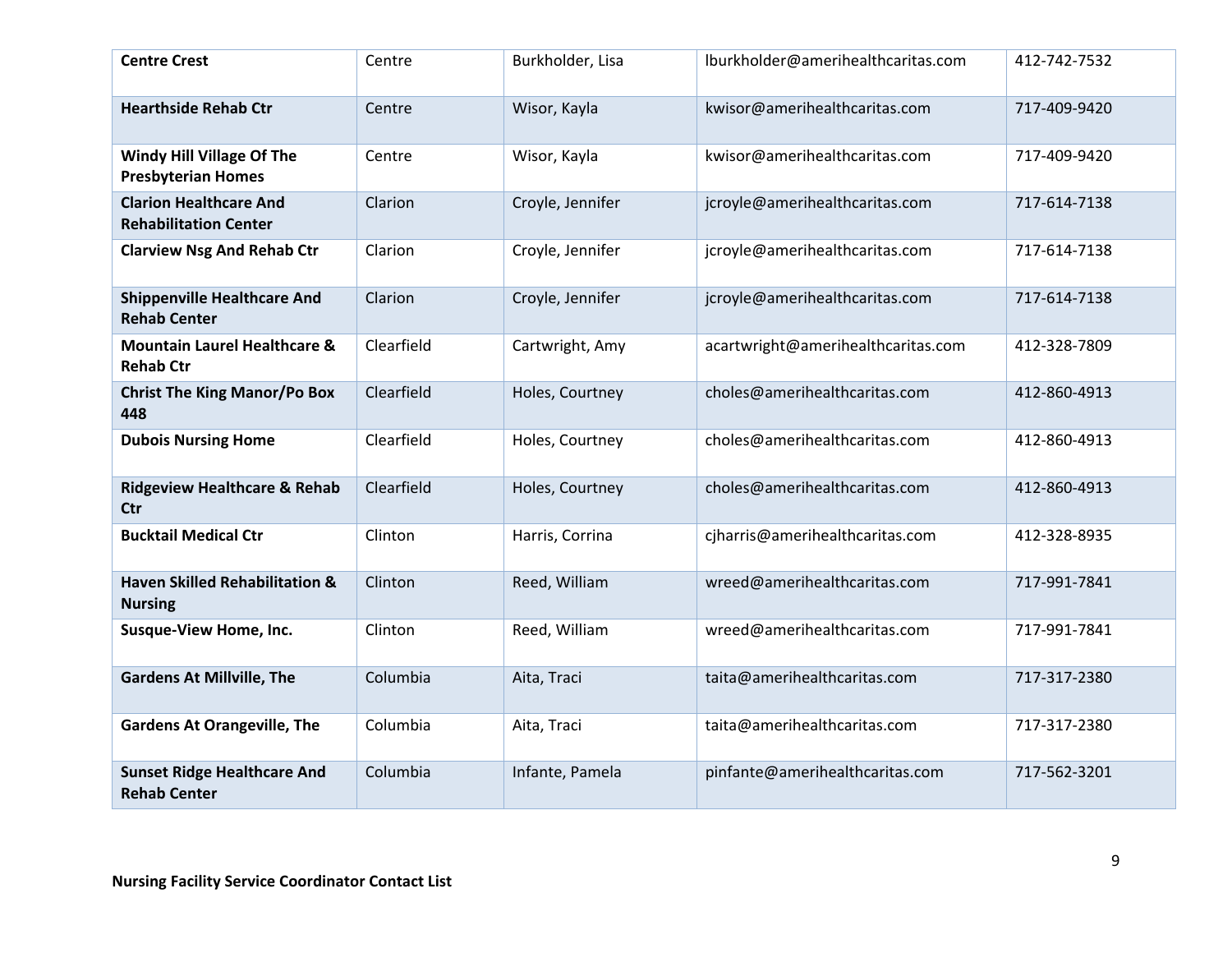| | | | | |
|---|---|---|---|---|
| **Centre Crest** | Centre | Burkholder, Lisa | lburkholder@amerihealthcaritas.com | 412-742-7532 |
| **Hearthside Rehab Ctr** | Centre | Wisor, Kayla | kwisor@amerihealthcaritas.com | 717-409-9420 |
| **Windy Hill Village Of The Presbyterian Homes** | Centre | Wisor, Kayla | kwisor@amerihealthcaritas.com | 717-409-9420 |
| **Clarion Healthcare And Rehabilitation Center** | Clarion | Croyle, Jennifer | jcroyle@amerihealthcaritas.com | 717-614-7138 |
| **Clarview Nsg And Rehab Ctr** | Clarion | Croyle, Jennifer | jcroyle@amerihealthcaritas.com | 717-614-7138 |
| **Shippenville Healthcare And Rehab Center** | Clarion | Croyle, Jennifer | jcroyle@amerihealthcaritas.com | 717-614-7138 |
| **Mountain Laurel Healthcare & Rehab Ctr** | Clearfield | Cartwright, Amy | acartwright@amerihealthcaritas.com | 412-328-7809 |
| **Christ The King Manor/Po Box 448** | Clearfield | Holes, Courtney | choles@amerihealthcaritas.com | 412-860-4913 |
| **Dubois Nursing Home** | Clearfield | Holes, Courtney | choles@amerihealthcaritas.com | 412-860-4913 |
| **Ridgeview Healthcare & Rehab Ctr** | Clearfield | Holes, Courtney | choles@amerihealthcaritas.com | 412-860-4913 |
| **Bucktail Medical Ctr** | Clinton | Harris, Corrina | cjharris@amerihealthcaritas.com | 412-328-8935 |
| **Haven Skilled Rehabilitation & Nursing** | Clinton | Reed, William | wreed@amerihealthcaritas.com | 717-991-7841 |
| **Susque-View Home, Inc.** | Clinton | Reed, William | wreed@amerihealthcaritas.com | 717-991-7841 |
| **Gardens At Millville, The** | Columbia | Aita, Traci | taita@amerihealthcaritas.com | 717-317-2380 |
| **Gardens At Orangeville, The** | Columbia | Aita, Traci | taita@amerihealthcaritas.com | 717-317-2380 |
| **Sunset Ridge Healthcare And Rehab Center** | Columbia | Infante, Pamela | pinfante@amerihealthcaritas.com | 717-562-3201 |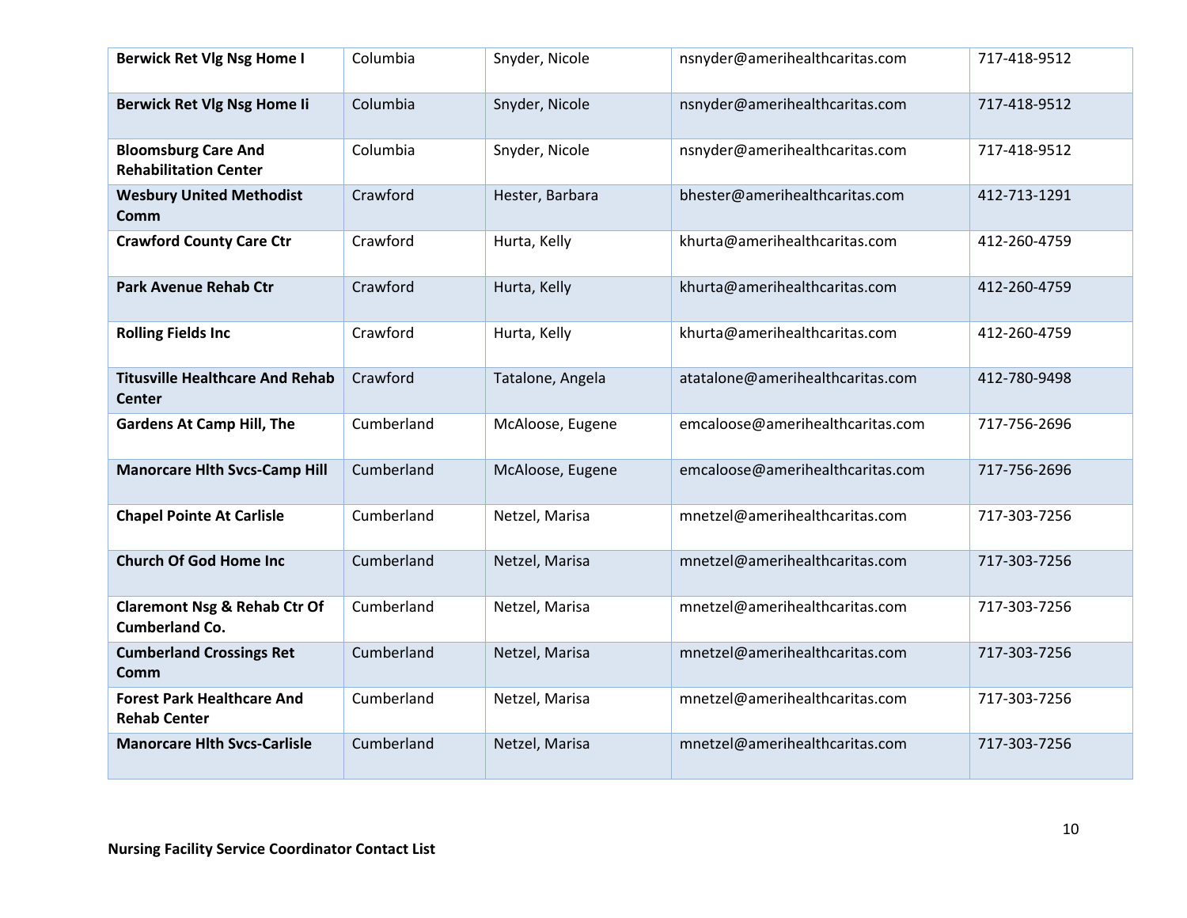| | | | | |
|---|---|---|---|---|
| **Berwick Ret Vlg Nsg Home I** | Columbia | Snyder, Nicole | nsnyder@amerihealthcaritas.com | 717-418-9512 |
| **Berwick Ret Vlg Nsg Home Ii** | Columbia | Snyder, Nicole | nsnyder@amerihealthcaritas.com | 717-418-9512 |
| **Bloomsburg Care And Rehabilitation Center** | Columbia | Snyder, Nicole | nsnyder@amerihealthcaritas.com | 717-418-9512 |
| **Wesbury United Methodist Comm** | Crawford | Hester, Barbara | bhester@amerihealthcaritas.com | 412-713-1291 |
| **Crawford County Care Ctr** | Crawford | Hurta, Kelly | khurta@amerihealthcaritas.com | 412-260-4759 |
| **Park Avenue Rehab Ctr** | Crawford | Hurta, Kelly | khurta@amerihealthcaritas.com | 412-260-4759 |
| **Rolling Fields Inc** | Crawford | Hurta, Kelly | khurta@amerihealthcaritas.com | 412-260-4759 |
| **Titusville Healthcare And Rehab Center** | Crawford | Tatalone, Angela | atatalone@amerihealthcaritas.com | 412-780-9498 |
| **Gardens At Camp Hill, The** | Cumberland | McAloose, Eugene | emcaloose@amerihealthcaritas.com | 717-756-2696 |
| **Manorcare Hlth Svcs-Camp Hill** | Cumberland | McAloose, Eugene | emcaloose@amerihealthcaritas.com | 717-756-2696 |
| **Chapel Pointe At Carlisle** | Cumberland | Netzel, Marisa | mnetzel@amerihealthcaritas.com | 717-303-7256 |
| **Church Of God Home Inc** | Cumberland | Netzel, Marisa | mnetzel@amerihealthcaritas.com | 717-303-7256 |
| **Claremont Nsg & Rehab Ctr Of Cumberland Co.** | Cumberland | Netzel, Marisa | mnetzel@amerihealthcaritas.com | 717-303-7256 |
| **Cumberland Crossings Ret Comm** | Cumberland | Netzel, Marisa | mnetzel@amerihealthcaritas.com | 717-303-7256 |
| **Forest Park Healthcare And Rehab Center** | Cumberland | Netzel, Marisa | mnetzel@amerihealthcaritas.com | 717-303-7256 |
| **Manorcare Hlth Svcs-Carlisle** | Cumberland | Netzel, Marisa | mnetzel@amerihealthcaritas.com | 717-303-7256 |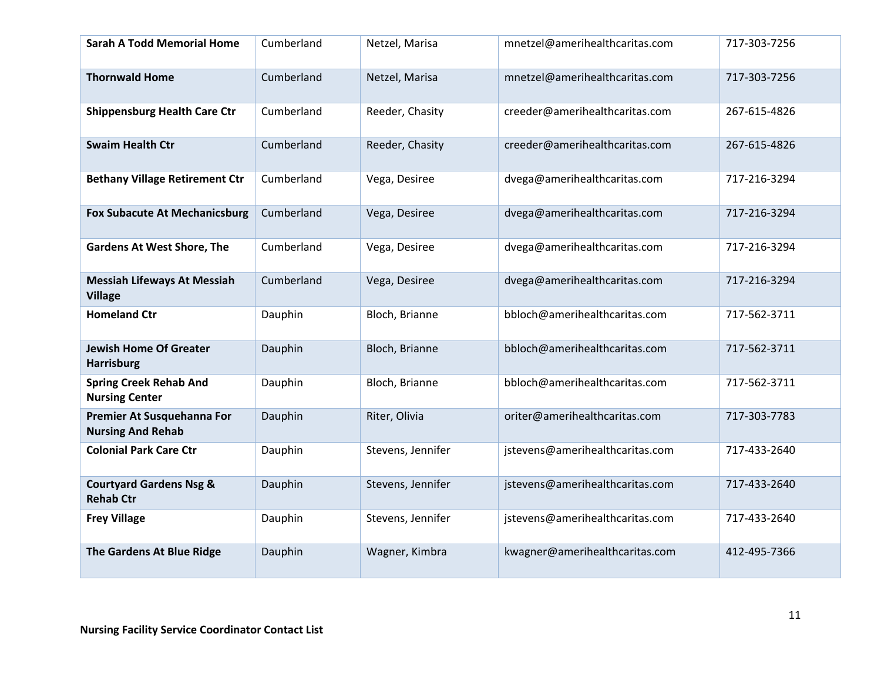| | | | | |
|---|---|---|---|---|
| **Sarah A Todd Memorial Home** | Cumberland | Netzel, Marisa | mnetzel@amerihealthcaritas.com | 717-303-7256 |
| **Thornwald Home** | Cumberland | Netzel, Marisa | mnetzel@amerihealthcaritas.com | 717-303-7256 |
| **Shippensburg Health Care Ctr** | Cumberland | Reeder, Chasity | creeder@amerihealthcaritas.com | 267-615-4826 |
| **Swaim Health Ctr** | Cumberland | Reeder, Chasity | creeder@amerihealthcaritas.com | 267-615-4826 |
| **Bethany Village Retirement Ctr** | Cumberland | Vega, Desiree | dvega@amerihealthcaritas.com | 717-216-3294 |
| **Fox Subacute At Mechanicsburg** | Cumberland | Vega, Desiree | dvega@amerihealthcaritas.com | 717-216-3294 |
| **Gardens At West Shore, The** | Cumberland | Vega, Desiree | dvega@amerihealthcaritas.com | 717-216-3294 |
| **Messiah Lifeways At Messiah Village** | Cumberland | Vega, Desiree | dvega@amerihealthcaritas.com | 717-216-3294 |
| **Homeland Ctr** | Dauphin | Bloch, Brianne | bbloch@amerihealthcaritas.com | 717-562-3711 |
| **Jewish Home Of Greater Harrisburg** | Dauphin | Bloch, Brianne | bbloch@amerihealthcaritas.com | 717-562-3711 |
| **Spring Creek Rehab And Nursing Center** | Dauphin | Bloch, Brianne | bbloch@amerihealthcaritas.com | 717-562-3711 |
| **Premier At Susquehanna For Nursing And Rehab** | Dauphin | Riter, Olivia | oriter@amerihealthcaritas.com | 717-303-7783 |
| **Colonial Park Care Ctr** | Dauphin | Stevens, Jennifer | jstevens@amerihealthcaritas.com | 717-433-2640 |
| **Courtyard Gardens Nsg & Rehab Ctr** | Dauphin | Stevens, Jennifer | jstevens@amerihealthcaritas.com | 717-433-2640 |
| **Frey Village** | Dauphin | Stevens, Jennifer | jstevens@amerihealthcaritas.com | 717-433-2640 |
| **The Gardens At Blue Ridge** | Dauphin | Wagner, Kimbra | kwagner@amerihealthcaritas.com | 412-495-7366 |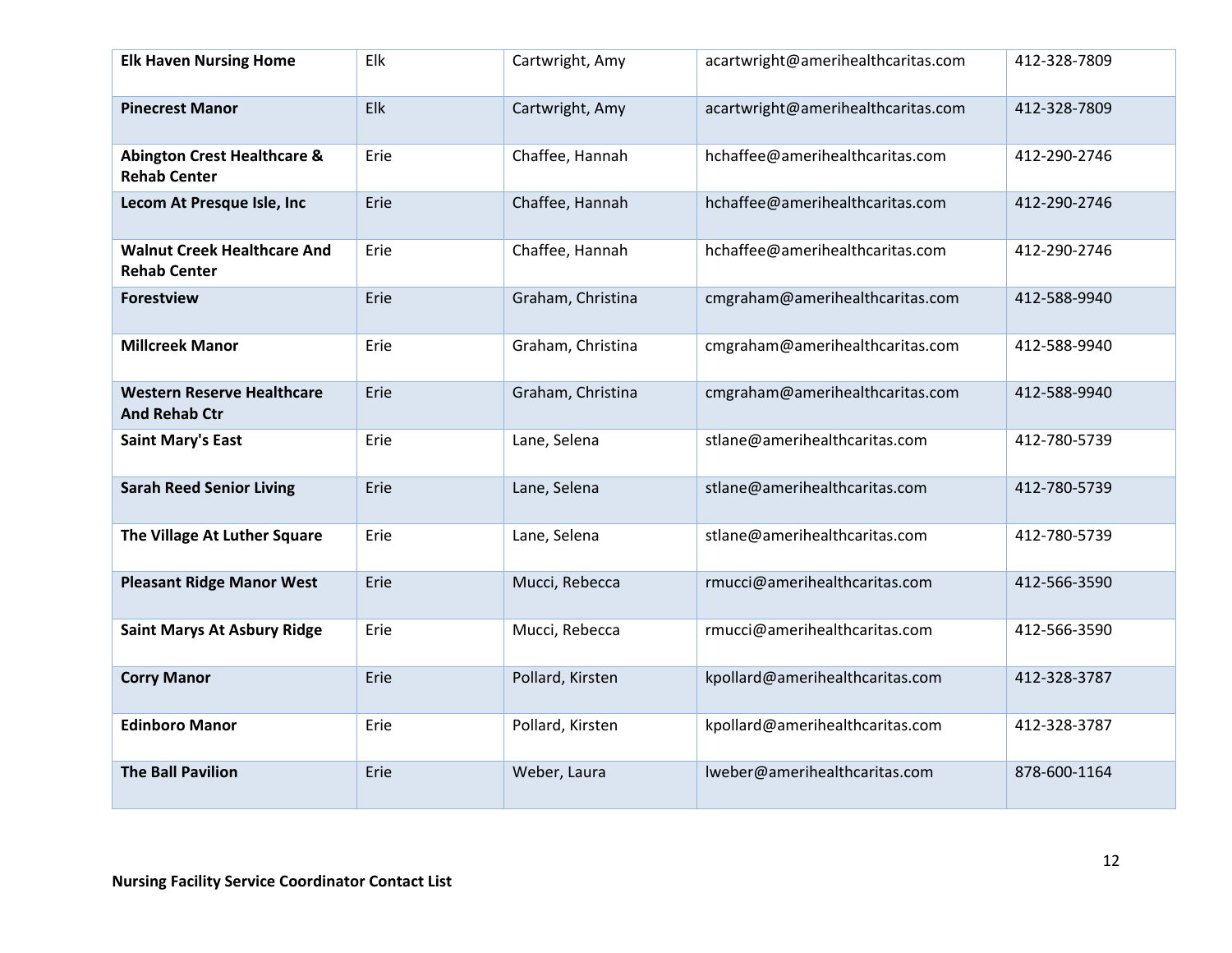| | | | | |
|---|---|---|---|---|
| **Elk Haven Nursing Home** | Elk | Cartwright, Amy | acartwright@amerihealthcaritas.com | 412-328-7809 |
| **Pinecrest Manor** | Elk | Cartwright, Amy | acartwright@amerihealthcaritas.com | 412-328-7809 |
| **Abington Crest Healthcare & Rehab Center** | Erie | Chaffee, Hannah | hchaffee@amerihealthcaritas.com | 412-290-2746 |
| **Lecom At Presque Isle, Inc** | Erie | Chaffee, Hannah | hchaffee@amerihealthcaritas.com | 412-290-2746 |
| **Walnut Creek Healthcare And Rehab Center** | Erie | Chaffee, Hannah | hchaffee@amerihealthcaritas.com | 412-290-2746 |
| **Forestview** | Erie | Graham, Christina | cmgraham@amerihealthcaritas.com | 412-588-9940 |
| **Millcreek Manor** | Erie | Graham, Christina | cmgraham@amerihealthcaritas.com | 412-588-9940 |
| **Western Reserve Healthcare And Rehab Ctr** | Erie | Graham, Christina | cmgraham@amerihealthcaritas.com | 412-588-9940 |
| **Saint Mary's East** | Erie | Lane, Selena | stlane@amerihealthcaritas.com | 412-780-5739 |
| **Sarah Reed Senior Living** | Erie | Lane, Selena | stlane@amerihealthcaritas.com | 412-780-5739 |
| **The Village At Luther Square** | Erie | Lane, Selena | stlane@amerihealthcaritas.com | 412-780-5739 |
| **Pleasant Ridge Manor West** | Erie | Mucci, Rebecca | rmucci@amerihealthcaritas.com | 412-566-3590 |
| **Saint Marys At Asbury Ridge** | Erie | Mucci, Rebecca | rmucci@amerihealthcaritas.com | 412-566-3590 |
| **Corry Manor** | Erie | Pollard, Kirsten | kpollard@amerihealthcaritas.com | 412-328-3787 |
| **Edinboro Manor** | Erie | Pollard, Kirsten | kpollard@amerihealthcaritas.com | 412-328-3787 |
| **The Ball Pavilion** | Erie | Weber, Laura | lweber@amerihealthcaritas.com | 878-600-1164 |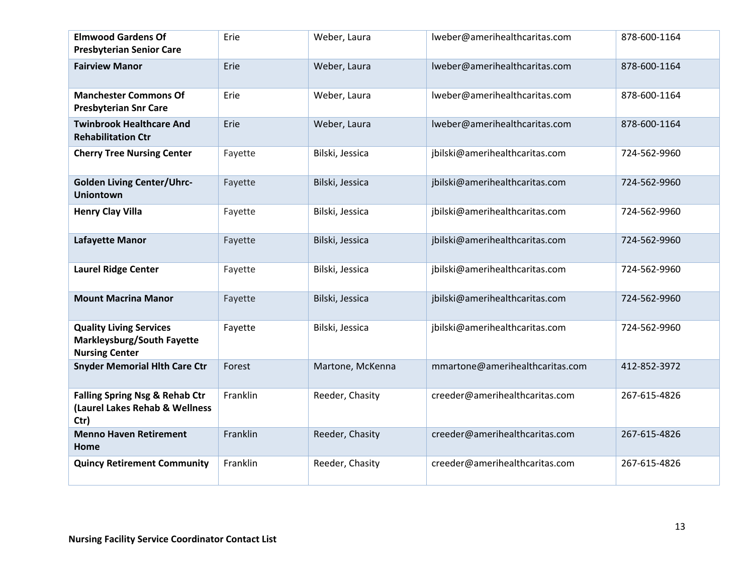| | | | | |
|---|---|---|---|---|
| **Elmwood Gardens Of Presbyterian Senior Care** | Erie | Weber, Laura | lweber@amerihealthcaritas.com | 878-600-1164 |
| **Fairview Manor** | Erie | Weber, Laura | lweber@amerihealthcaritas.com | 878-600-1164 |
| **Manchester Commons Of Presbyterian Snr Care** | Erie | Weber, Laura | lweber@amerihealthcaritas.com | 878-600-1164 |
| **Twinbrook Healthcare And Rehabilitation Ctr** | Erie | Weber, Laura | lweber@amerihealthcaritas.com | 878-600-1164 |
| **Cherry Tree Nursing Center** | Fayette | Bilski, Jessica | jbilski@amerihealthcaritas.com | 724-562-9960 |
| **Golden Living Center/Uhrc-Uniontown** | Fayette | Bilski, Jessica | jbilski@amerihealthcaritas.com | 724-562-9960 |
| **Henry Clay Villa** | Fayette | Bilski, Jessica | jbilski@amerihealthcaritas.com | 724-562-9960 |
| **Lafayette Manor** | Fayette | Bilski, Jessica | jbilski@amerihealthcaritas.com | 724-562-9960 |
| **Laurel Ridge Center** | Fayette | Bilski, Jessica | jbilski@amerihealthcaritas.com | 724-562-9960 |
| **Mount Macrina Manor** | Fayette | Bilski, Jessica | jbilski@amerihealthcaritas.com | 724-562-9960 |
| **Quality Living Services Markleysburg/South Fayette Nursing Center** | Fayette | Bilski, Jessica | jbilski@amerihealthcaritas.com | 724-562-9960 |
| **Snyder Memorial Hlth Care Ctr** | Forest | Martone, McKenna | mmartone@amerihealthcaritas.com | 412-852-3972 |
| **Falling Spring Nsg & Rehab Ctr (Laurel Lakes Rehab & Wellness Ctr)** | Franklin | Reeder, Chasity | creeder@amerihealthcaritas.com | 267-615-4826 |
| **Menno Haven Retirement Home** | Franklin | Reeder, Chasity | creeder@amerihealthcaritas.com | 267-615-4826 |
| **Quincy Retirement Community** | Franklin | Reeder, Chasity | creeder@amerihealthcaritas.com | 267-615-4826 |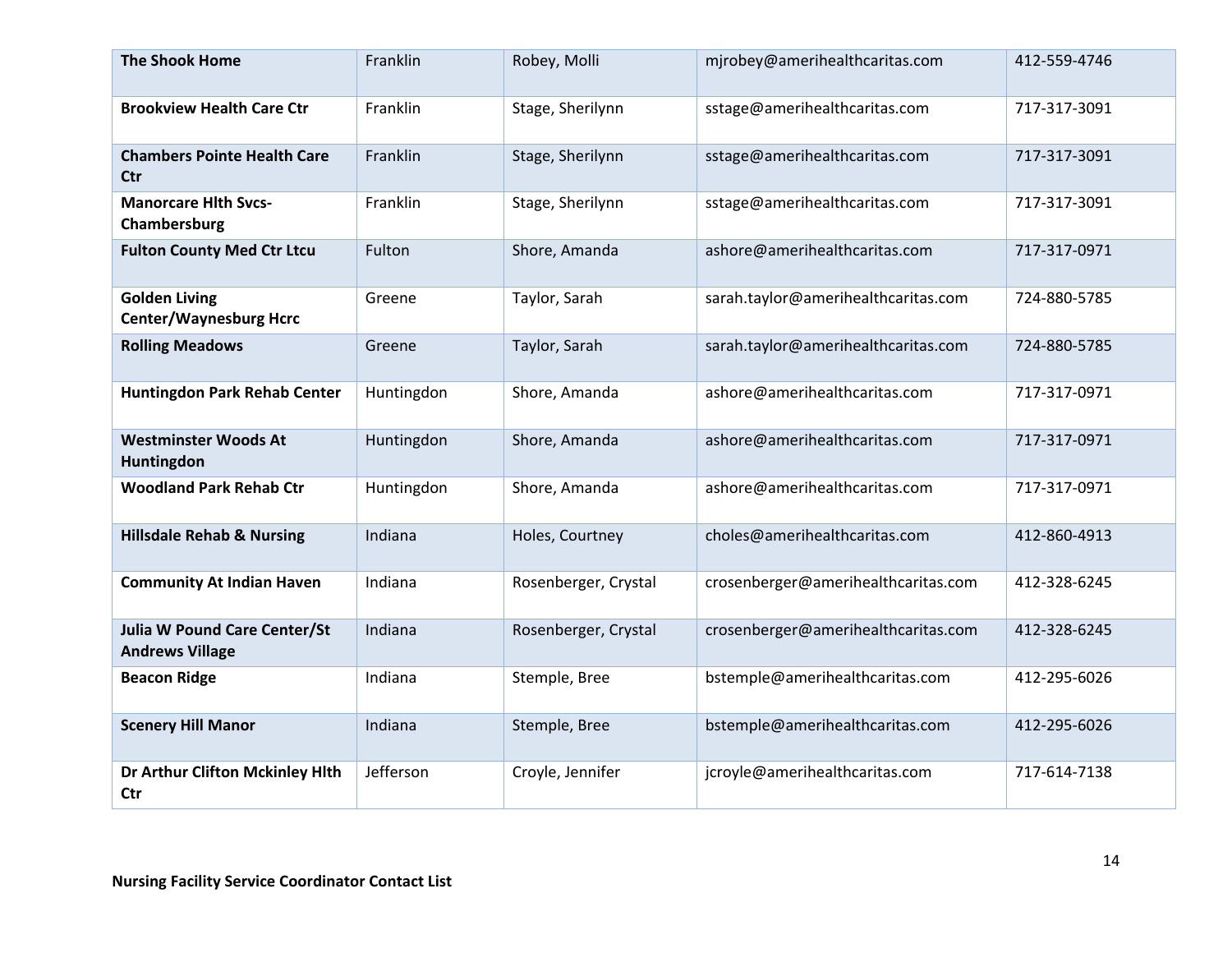| | | | | |
|---|---|---|---|---|
| **The Shook Home** | Franklin | Robey, Molli | mjrobey@amerihealthcaritas.com | 412-559-4746 |
| **Brookview Health Care Ctr** | Franklin | Stage, Sherilynn | sstage@amerihealthcaritas.com | 717-317-3091 |
| **Chambers Pointe Health Care Ctr** | Franklin | Stage, Sherilynn | sstage@amerihealthcaritas.com | 717-317-3091 |
| **Manorcare Hlth Svcs-Chambersburg** | Franklin | Stage, Sherilynn | sstage@amerihealthcaritas.com | 717-317-3091 |
| **Fulton County Med Ctr Ltcu** | Fulton | Shore, Amanda | ashore@amerihealthcaritas.com | 717-317-0971 |
| **Golden Living Center/Waynesburg Hcrc** | Greene | Taylor, Sarah | sarah.taylor@amerihealthcaritas.com | 724-880-5785 |
| **Rolling Meadows** | Greene | Taylor, Sarah | sarah.taylor@amerihealthcaritas.com | 724-880-5785 |
| **Huntingdon Park Rehab Center** | Huntingdon | Shore, Amanda | ashore@amerihealthcaritas.com | 717-317-0971 |
| **Westminster Woods At Huntingdon** | Huntingdon | Shore, Amanda | ashore@amerihealthcaritas.com | 717-317-0971 |
| **Woodland Park Rehab Ctr** | Huntingdon | Shore, Amanda | ashore@amerihealthcaritas.com | 717-317-0971 |
| **Hillsdale Rehab & Nursing** | Indiana | Holes, Courtney | choles@amerihealthcaritas.com | 412-860-4913 |
| **Community At Indian Haven** | Indiana | Rosenberger, Crystal | crosenberger@amerihealthcaritas.com | 412-328-6245 |
| **Julia W Pound Care Center/St Andrews Village** | Indiana | Rosenberger, Crystal | crosenberger@amerihealthcaritas.com | 412-328-6245 |
| **Beacon Ridge** | Indiana | Stemple, Bree | bstemple@amerihealthcaritas.com | 412-295-6026 |
| **Scenery Hill Manor** | Indiana | Stemple, Bree | bstemple@amerihealthcaritas.com | 412-295-6026 |
| **Dr Arthur Clifton Mckinley Hlth Ctr** | Jefferson | Croyle, Jennifer | jcroyle@amerihealthcaritas.com | 717-614-7138 |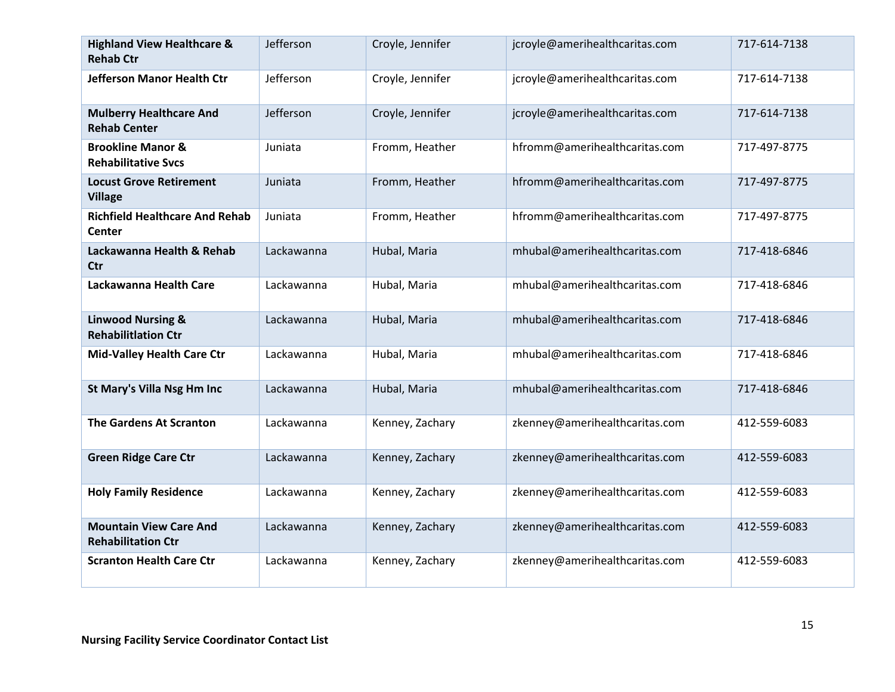| **Highland View Healthcare & Rehab Ctr** | Jefferson | Croyle, Jennifer | jcroyle@amerihealthcaritas.com | 717-614-7138 |
|---|---|---|---|---|
| **Jefferson Manor Health Ctr** | Jefferson | Croyle, Jennifer | jcroyle@amerihealthcaritas.com | 717-614-7138 |
| **Mulberry Healthcare And Rehab Center** | Jefferson | Croyle, Jennifer | jcroyle@amerihealthcaritas.com | 717-614-7138 |
| **Brookline Manor & Rehabilitative Svcs** | Juniata | Fromm, Heather | hfromm@amerihealthcaritas.com | 717-497-8775 |
| **Locust Grove Retirement Village** | Juniata | Fromm, Heather | hfromm@amerihealthcaritas.com | 717-497-8775 |
| **Richfield Healthcare And Rehab Center** | Juniata | Fromm, Heather | hfromm@amerihealthcaritas.com | 717-497-8775 |
| **Lackawanna Health & Rehab Ctr** | Lackawanna | Hubal, Maria | mhubal@amerihealthcaritas.com | 717-418-6846 |
| **Lackawanna Health Care** | Lackawanna | Hubal, Maria | mhubal@amerihealthcaritas.com | 717-418-6846 |
| **Linwood Nursing & Rehabilitlation Ctr** | Lackawanna | Hubal, Maria | mhubal@amerihealthcaritas.com | 717-418-6846 |
| **Mid-Valley Health Care Ctr** | Lackawanna | Hubal, Maria | mhubal@amerihealthcaritas.com | 717-418-6846 |
| **St Mary's Villa Nsg Hm Inc** | Lackawanna | Hubal, Maria | mhubal@amerihealthcaritas.com | 717-418-6846 |
| **The Gardens At Scranton** | Lackawanna | Kenney, Zachary | zkenney@amerihealthcaritas.com | 412-559-6083 |
| **Green Ridge Care Ctr** | Lackawanna | Kenney, Zachary | zkenney@amerihealthcaritas.com | 412-559-6083 |
| **Holy Family Residence** | Lackawanna | Kenney, Zachary | zkenney@amerihealthcaritas.com | 412-559-6083 |
| **Mountain View Care And Rehabilitation Ctr** | Lackawanna | Kenney, Zachary | zkenney@amerihealthcaritas.com | 412-559-6083 |
| **Scranton Health Care Ctr** | Lackawanna | Kenney, Zachary | zkenney@amerihealthcaritas.com | 412-559-6083 |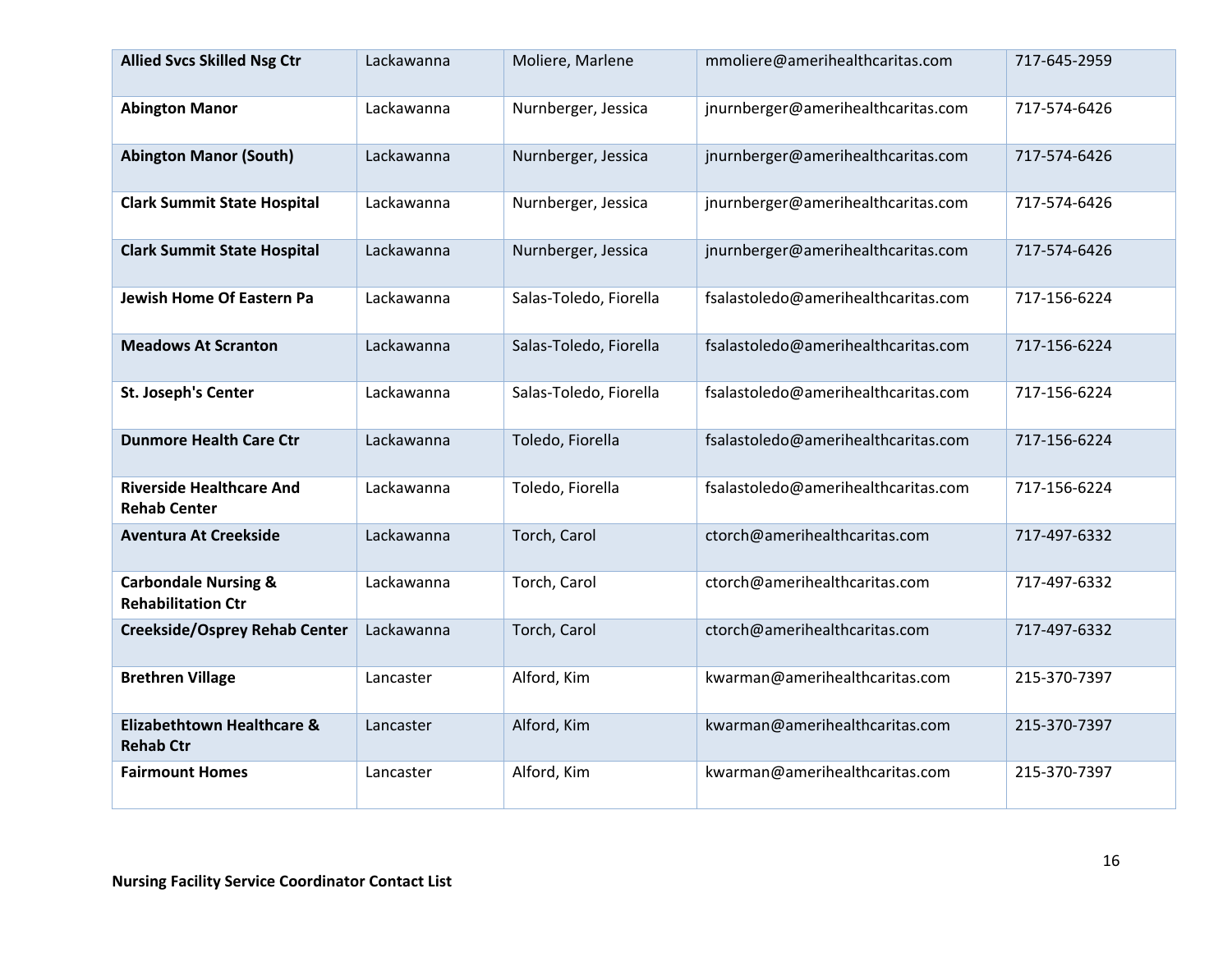| **Allied Svcs Skilled Nsg Ctr** | Lackawanna | Moliere, Marlene | mmoliere@amerihealthcaritas.com | 717-645-2959 |
|---|---|---|---|---|
| **Abington Manor** | Lackawanna | Nurnberger, Jessica | jnurnberger@amerihealthcaritas.com | 717-574-6426 |
| **Abington Manor (South)** | Lackawanna | Nurnberger, Jessica | jnurnberger@amerihealthcaritas.com | 717-574-6426 |
| **Clark Summit State Hospital** | Lackawanna | Nurnberger, Jessica | jnurnberger@amerihealthcaritas.com | 717-574-6426 |
| **Clark Summit State Hospital** | Lackawanna | Nurnberger, Jessica | jnurnberger@amerihealthcaritas.com | 717-574-6426 |
| **Jewish Home Of Eastern Pa** | Lackawanna | Salas-Toledo, Fiorella | fsalastoledo@amerihealthcaritas.com | 717-156-6224 |
| **Meadows At Scranton** | Lackawanna | Salas-Toledo, Fiorella | fsalastoledo@amerihealthcaritas.com | 717-156-6224 |
| **St. Joseph's Center** | Lackawanna | Salas-Toledo, Fiorella | fsalastoledo@amerihealthcaritas.com | 717-156-6224 |
| **Dunmore Health Care Ctr** | Lackawanna | Toledo, Fiorella | fsalastoledo@amerihealthcaritas.com | 717-156-6224 |
| **Riverside Healthcare And Rehab Center** | Lackawanna | Toledo, Fiorella | fsalastoledo@amerihealthcaritas.com | 717-156-6224 |
| **Aventura At Creekside** | Lackawanna | Torch, Carol | ctorch@amerihealthcaritas.com | 717-497-6332 |
| **Carbondale Nursing & Rehabilitation Ctr** | Lackawanna | Torch, Carol | ctorch@amerihealthcaritas.com | 717-497-6332 |
| **Creekside/Osprey Rehab Center** | Lackawanna | Torch, Carol | ctorch@amerihealthcaritas.com | 717-497-6332 |
| **Brethren Village** | Lancaster | Alford, Kim | kwarman@amerihealthcaritas.com | 215-370-7397 |
| **Elizabethtown Healthcare & Rehab Ctr** | Lancaster | Alford, Kim | kwarman@amerihealthcaritas.com | 215-370-7397 |
| **Fairmount Homes** | Lancaster | Alford, Kim | kwarman@amerihealthcaritas.com | 215-370-7397 |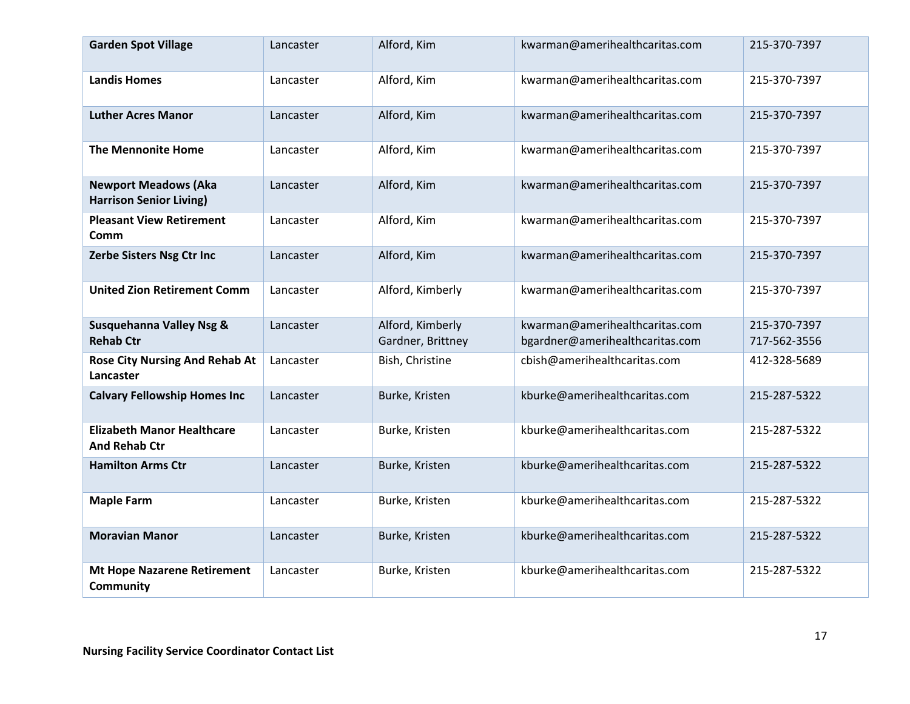| | | | | |
|---|---|---|---|---|
| **Garden Spot Village** | Lancaster | Alford, Kim | kwarman@amerihealthcaritas.com | 215-370-7397 |
| **Landis Homes** | Lancaster | Alford, Kim | kwarman@amerihealthcaritas.com | 215-370-7397 |
| **Luther Acres Manor** | Lancaster | Alford, Kim | kwarman@amerihealthcaritas.com | 215-370-7397 |
| **The Mennonite Home** | Lancaster | Alford, Kim | kwarman@amerihealthcaritas.com | 215-370-7397 |
| **Newport Meadows (Aka Harrison Senior Living)** | Lancaster | Alford, Kim | kwarman@amerihealthcaritas.com | 215-370-7397 |
| **Pleasant View Retirement Comm** | Lancaster | Alford, Kim | kwarman@amerihealthcaritas.com | 215-370-7397 |
| **Zerbe Sisters Nsg Ctr Inc** | Lancaster | Alford, Kim | kwarman@amerihealthcaritas.com | 215-370-7397 |
| **United Zion Retirement Comm** | Lancaster | Alford, Kimberly | kwarman@amerihealthcaritas.com | 215-370-7397 |
| **Susquehanna Valley Nsg & Rehab Ctr** | Lancaster | Alford, Kimberly<br>Gardner, Brittney | kwarman@amerihealthcaritas.com<br>bgardner@amerihealthcaritas.com | 215-370-7397<br>717-562-3556 |
| **Rose City Nursing And Rehab At Lancaster** | Lancaster | Bish, Christine | cbish@amerihealthcaritas.com | 412-328-5689 |
| **Calvary Fellowship Homes Inc** | Lancaster | Burke, Kristen | kburke@amerihealthcaritas.com | 215-287-5322 |
| **Elizabeth Manor Healthcare And Rehab Ctr** | Lancaster | Burke, Kristen | kburke@amerihealthcaritas.com | 215-287-5322 |
| **Hamilton Arms Ctr** | Lancaster | Burke, Kristen | kburke@amerihealthcaritas.com | 215-287-5322 |
| **Maple Farm** | Lancaster | Burke, Kristen | kburke@amerihealthcaritas.com | 215-287-5322 |
| **Moravian Manor** | Lancaster | Burke, Kristen | kburke@amerihealthcaritas.com | 215-287-5322 |
| **Mt Hope Nazarene Retirement Community** | Lancaster | Burke, Kristen | kburke@amerihealthcaritas.com | 215-287-5322 |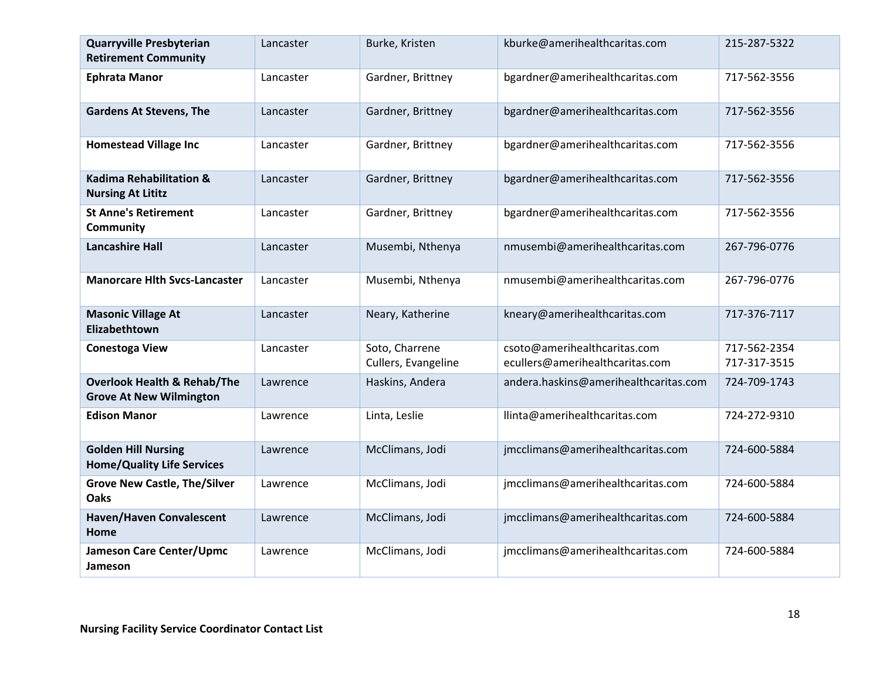| | | | | |
|---|---|---|---|---|
| **Quarryville Presbyterian Retirement Community** | Lancaster | Burke, Kristen | kburke@amerihealthcaritas.com | 215-287-5322 |
| **Ephrata Manor** | Lancaster | Gardner, Brittney | bgardner@amerihealthcaritas.com | 717-562-3556 |
| **Gardens At Stevens, The** | Lancaster | Gardner, Brittney | bgardner@amerihealthcaritas.com | 717-562-3556 |
| **Homestead Village Inc** | Lancaster | Gardner, Brittney | bgardner@amerihealthcaritas.com | 717-562-3556 |
| **Kadima Rehabilitation & Nursing At Lititz** | Lancaster | Gardner, Brittney | bgardner@amerihealthcaritas.com | 717-562-3556 |
| **St Anne's Retirement Community** | Lancaster | Gardner, Brittney | bgardner@amerihealthcaritas.com | 717-562-3556 |
| **Lancashire Hall** | Lancaster | Musembi, Nthenya | nmusembi@amerihealthcaritas.com | 267-796-0776 |
| **Manorcare Hlth Svcs-Lancaster** | Lancaster | Musembi, Nthenya | nmusembi@amerihealthcaritas.com | 267-796-0776 |
| **Masonic Village At Elizabethtown** | Lancaster | Neary, Katherine | kneary@amerihealthcaritas.com | 717-376-7117 |
| **Conestoga View** | Lancaster | Soto, Charrene<br>Cullers, Evangeline | csoto@amerihealthcaritas.com<br>ecullers@amerihealthcaritas.com | 717-562-2354<br>717-317-3515 |
| **Overlook Health & Rehab/The Grove At New Wilmington** | Lawrence | Haskins, Andera | andera.haskins@amerihealthcaritas.com | 724-709-1743 |
| **Edison Manor** | Lawrence | Linta, Leslie | llinta@amerihealthcaritas.com | 724-272-9310 |
| **Golden Hill Nursing Home/Quality Life Services** | Lawrence | McClimans, Jodi | jmcclimans@amerihealthcaritas.com | 724-600-5884 |
| **Grove New Castle, The/Silver Oaks** | Lawrence | McClimans, Jodi | jmcclimans@amerihealthcaritas.com | 724-600-5884 |
| **Haven/Haven Convalescent Home** | Lawrence | McClimans, Jodi | jmcclimans@amerihealthcaritas.com | 724-600-5884 |
| **Jameson Care Center/Upmc Jameson** | Lawrence | McClimans, Jodi | jmcclimans@amerihealthcaritas.com | 724-600-5884 |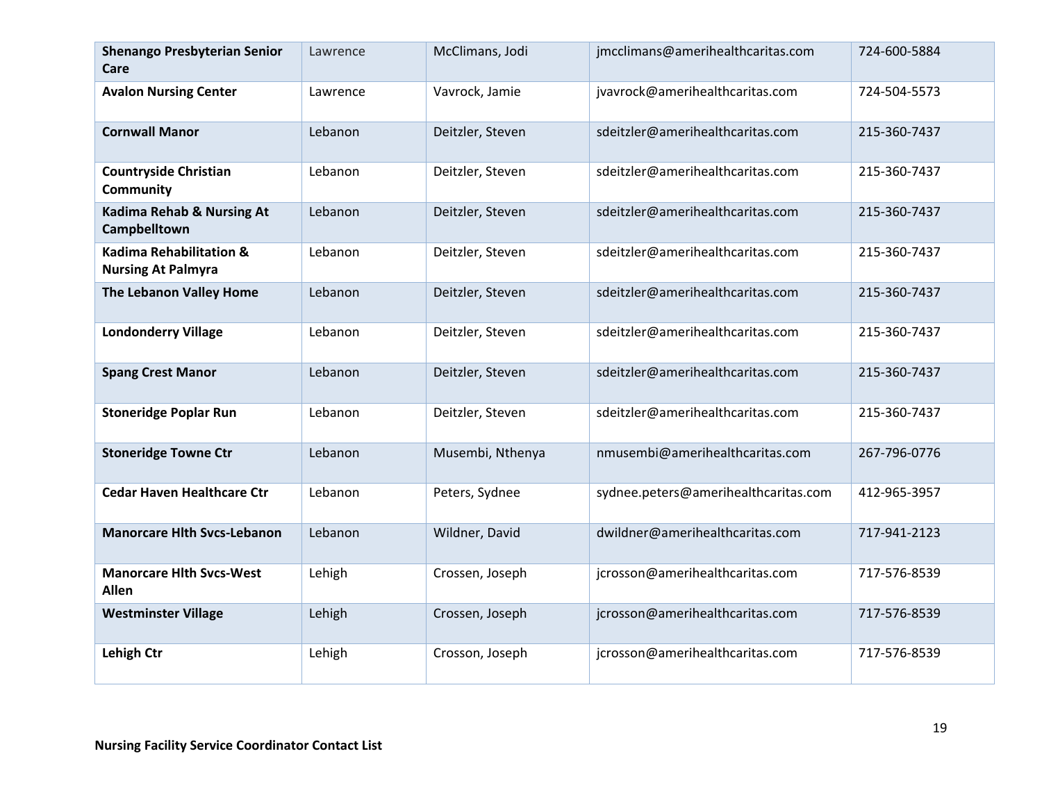| | | | | |
|---|---|---|---|---|
| **Shenango Presbyterian Senior Care** | Lawrence | McClimans, Jodi | jmcclimans@amerihealthcaritas.com | 724-600-5884 |
| **Avalon Nursing Center** | Lawrence | Vavrock, Jamie | jvavrock@amerihealthcaritas.com | 724-504-5573 |
| **Cornwall Manor** | Lebanon | Deitzler, Steven | sdeitzler@amerihealthcaritas.com | 215-360-7437 |
| **Countryside Christian Community** | Lebanon | Deitzler, Steven | sdeitzler@amerihealthcaritas.com | 215-360-7437 |
| **Kadima Rehab & Nursing At Campbelltown** | Lebanon | Deitzler, Steven | sdeitzler@amerihealthcaritas.com | 215-360-7437 |
| **Kadima Rehabilitation & Nursing At Palmyra** | Lebanon | Deitzler, Steven | sdeitzler@amerihealthcaritas.com | 215-360-7437 |
| **The Lebanon Valley Home** | Lebanon | Deitzler, Steven | sdeitzler@amerihealthcaritas.com | 215-360-7437 |
| **Londonderry Village** | Lebanon | Deitzler, Steven | sdeitzler@amerihealthcaritas.com | 215-360-7437 |
| **Spang Crest Manor** | Lebanon | Deitzler, Steven | sdeitzler@amerihealthcaritas.com | 215-360-7437 |
| **Stoneridge Poplar Run** | Lebanon | Deitzler, Steven | sdeitzler@amerihealthcaritas.com | 215-360-7437 |
| **Stoneridge Towne Ctr** | Lebanon | Musembi, Nthenya | nmusembi@amerihealthcaritas.com | 267-796-0776 |
| **Cedar Haven Healthcare Ctr** | Lebanon | Peters, Sydnee | sydnee.peters@amerihealthcaritas.com | 412-965-3957 |
| **Manorcare Hlth Svcs-Lebanon** | Lebanon | Wildner, David | dwildner@amerihealthcaritas.com | 717-941-2123 |
| **Manorcare Hlth Svcs-West Allen** | Lehigh | Crossen, Joseph | jcrosson@amerihealthcaritas.com | 717-576-8539 |
| **Westminster Village** | Lehigh | Crossen, Joseph | jcrosson@amerihealthcaritas.com | 717-576-8539 |
| **Lehigh Ctr** | Lehigh | Crosson, Joseph | jcrosson@amerihealthcaritas.com | 717-576-8539 |

**Nursing Facility Service Coordinator Contact List**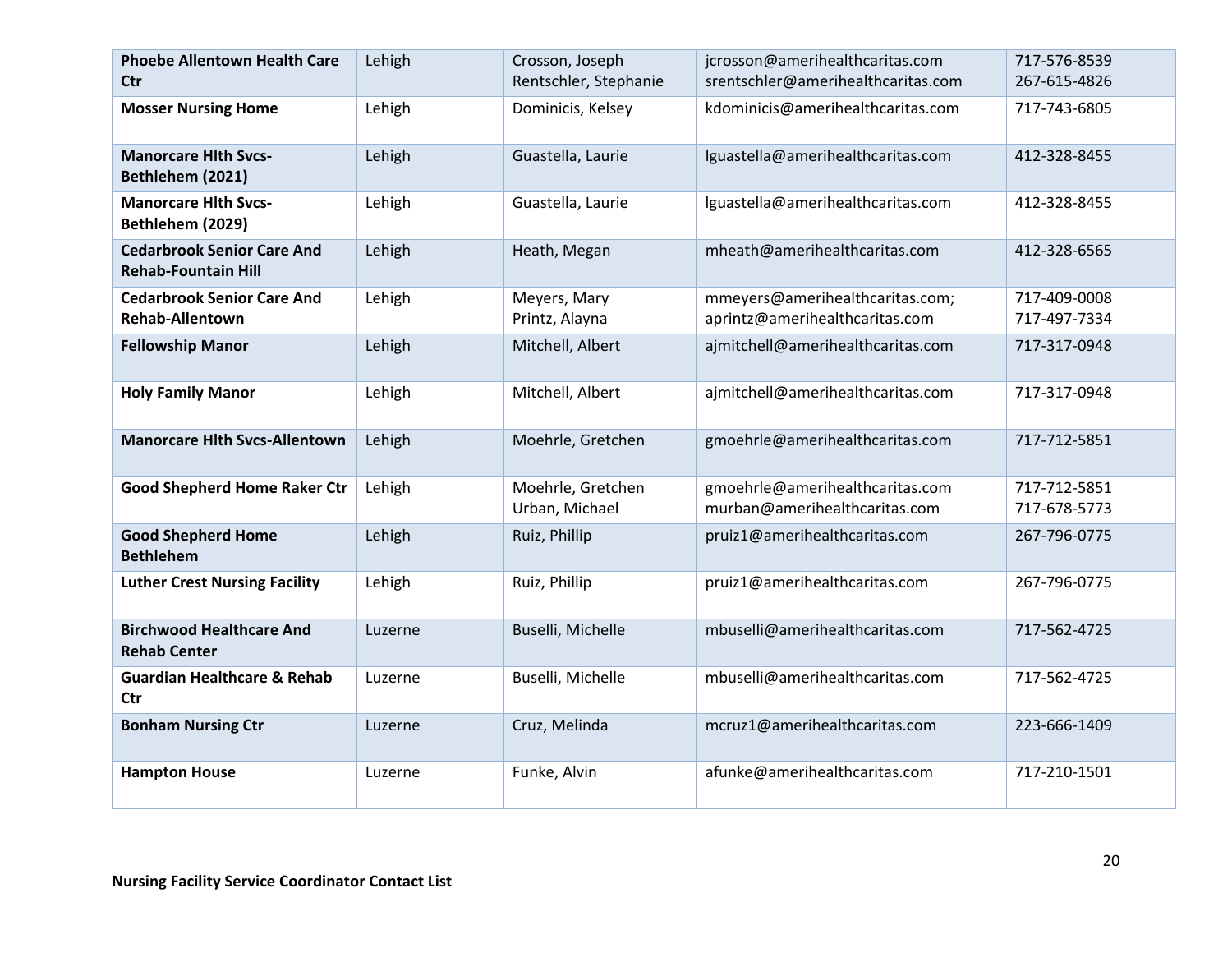| **Phoebe Allentown Health Care Ctr** | Lehigh | Crosson, Joseph<br>Rentschler, Stephanie | jcrosson@amerihealthcaritas.com<br>srentschler@amerihealthcaritas.com | 717-576-8539<br>267-615-4826 |
|---|---|---|---|---|
| **Mosser Nursing Home** | Lehigh | Dominicis, Kelsey | kdominicis@amerihealthcaritas.com | 717-743-6805 |
| **Manorcare Hlth Svcs-Bethlehem (2021)** | Lehigh | Guastella, Laurie | lguastella@amerihealthcaritas.com | 412-328-8455 |
| **Manorcare Hlth Svcs-Bethlehem (2029)** | Lehigh | Guastella, Laurie | lguastella@amerihealthcaritas.com | 412-328-8455 |
| **Cedarbrook Senior Care And Rehab-Fountain Hill** | Lehigh | Heath, Megan | mheath@amerihealthcaritas.com | 412-328-6565 |
| **Cedarbrook Senior Care And Rehab-Allentown** | Lehigh | Meyers, Mary<br>Printz, Alayna | mmeyers@amerihealthcaritas.com;<br>aprintz@amerihealthcaritas.com | 717-409-0008<br>717-497-7334 |
| **Fellowship Manor** | Lehigh | Mitchell, Albert | ajmitchell@amerihealthcaritas.com | 717-317-0948 |
| **Holy Family Manor** | Lehigh | Mitchell, Albert | ajmitchell@amerihealthcaritas.com | 717-317-0948 |
| **Manorcare Hlth Svcs-Allentown** | Lehigh | Moehrle, Gretchen | gmoehrle@amerihealthcaritas.com | 717-712-5851 |
| **Good Shepherd Home Raker Ctr** | Lehigh | Moehrle, Gretchen<br>Urban, Michael | gmoehrle@amerihealthcaritas.com<br>murban@amerihealthcaritas.com | 717-712-5851<br>717-678-5773 |
| **Good Shepherd Home Bethlehem** | Lehigh | Ruiz, Phillip | pruiz1@amerihealthcaritas.com | 267-796-0775 |
| **Luther Crest Nursing Facility** | Lehigh | Ruiz, Phillip | pruiz1@amerihealthcaritas.com | 267-796-0775 |
| **Birchwood Healthcare And Rehab Center** | Luzerne | Buselli, Michelle | mbuselli@amerihealthcaritas.com | 717-562-4725 |
| **Guardian Healthcare & Rehab Ctr** | Luzerne | Buselli, Michelle | mbuselli@amerihealthcaritas.com | 717-562-4725 |
| **Bonham Nursing Ctr** | Luzerne | Cruz, Melinda | mcruz1@amerihealthcaritas.com | 223-666-1409 |
| **Hampton House** | Luzerne | Funke, Alvin | afunke@amerihealthcaritas.com | 717-210-1501 |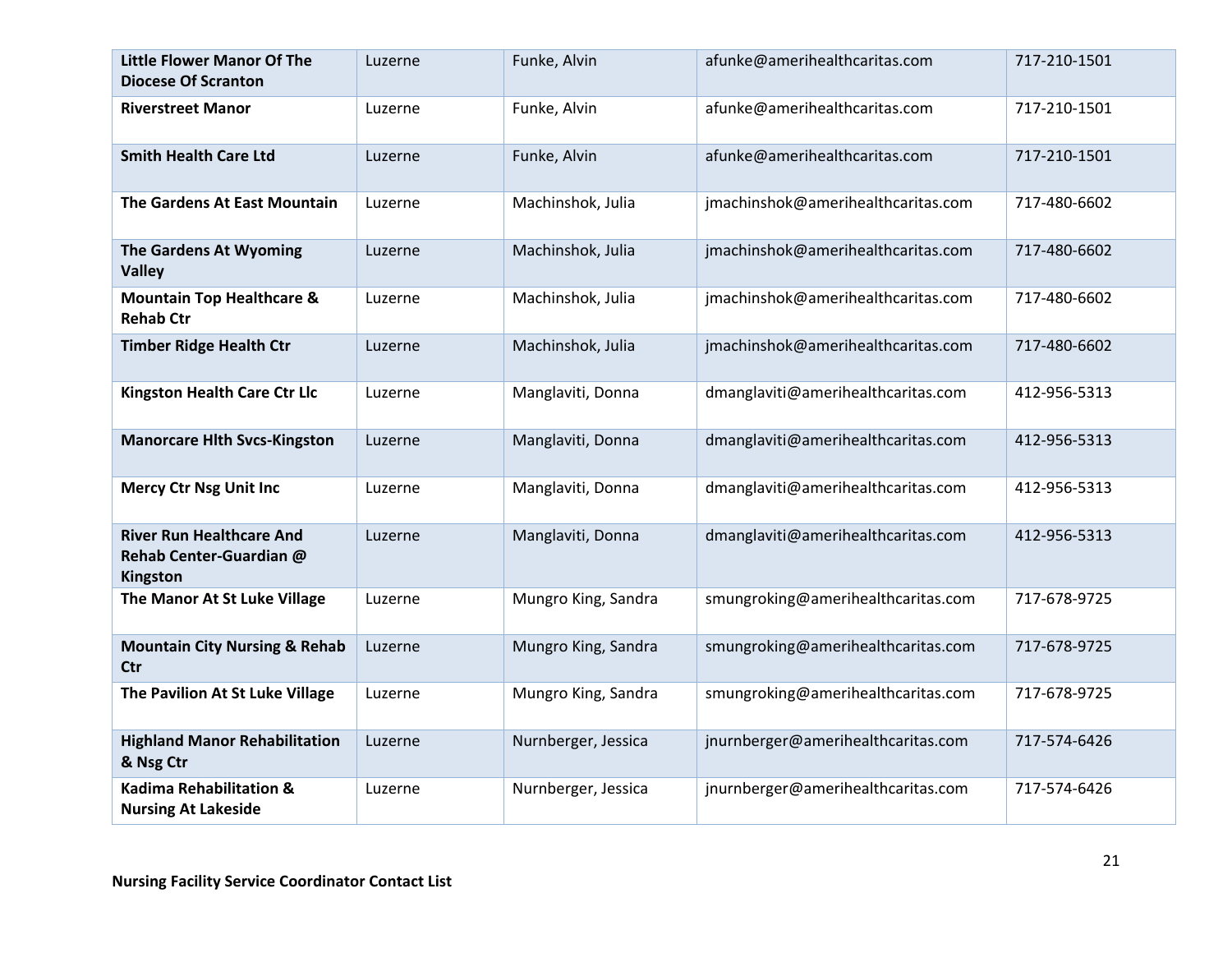| **Little Flower Manor Of The Diocese Of Scranton** | Luzerne | Funke, Alvin | afunke@amerihealthcaritas.com | 717-210-1501 |
|---|---|---|---|---|
| **Riverstreet Manor** | Luzerne | Funke, Alvin | afunke@amerihealthcaritas.com | 717-210-1501 |
| **Smith Health Care Ltd** | Luzerne | Funke, Alvin | afunke@amerihealthcaritas.com | 717-210-1501 |
| **The Gardens At East Mountain** | Luzerne | Machinshok, Julia | jmachinshok@amerihealthcaritas.com | 717-480-6602 |
| **The Gardens At Wyoming Valley** | Luzerne | Machinshok, Julia | jmachinshok@amerihealthcaritas.com | 717-480-6602 |
| **Mountain Top Healthcare & Rehab Ctr** | Luzerne | Machinshok, Julia | jmachinshok@amerihealthcaritas.com | 717-480-6602 |
| **Timber Ridge Health Ctr** | Luzerne | Machinshok, Julia | jmachinshok@amerihealthcaritas.com | 717-480-6602 |
| **Kingston Health Care Ctr Llc** | Luzerne | Manglaviti, Donna | dmanglaviti@amerihealthcaritas.com | 412-956-5313 |
| **Manorcare Hlth Svcs-Kingston** | Luzerne | Manglaviti, Donna | dmanglaviti@amerihealthcaritas.com | 412-956-5313 |
| **Mercy Ctr Nsg Unit Inc** | Luzerne | Manglaviti, Donna | dmanglaviti@amerihealthcaritas.com | 412-956-5313 |
| **River Run Healthcare And Rehab Center-Guardian @ Kingston** | Luzerne | Manglaviti, Donna | dmanglaviti@amerihealthcaritas.com | 412-956-5313 |
| **The Manor At St Luke Village** | Luzerne | Mungro King, Sandra | smungroking@amerihealthcaritas.com | 717-678-9725 |
| **Mountain City Nursing & Rehab Ctr** | Luzerne | Mungro King, Sandra | smungroking@amerihealthcaritas.com | 717-678-9725 |
| **The Pavilion At St Luke Village** | Luzerne | Mungro King, Sandra | smungroking@amerihealthcaritas.com | 717-678-9725 |
| **Highland Manor Rehabilitation & Nsg Ctr** | Luzerne | Nurnberger, Jessica | jnurnberger@amerihealthcaritas.com | 717-574-6426 |
| **Kadima Rehabilitation & Nursing At Lakeside** | Luzerne | Nurnberger, Jessica | jnurnberger@amerihealthcaritas.com | 717-574-6426 |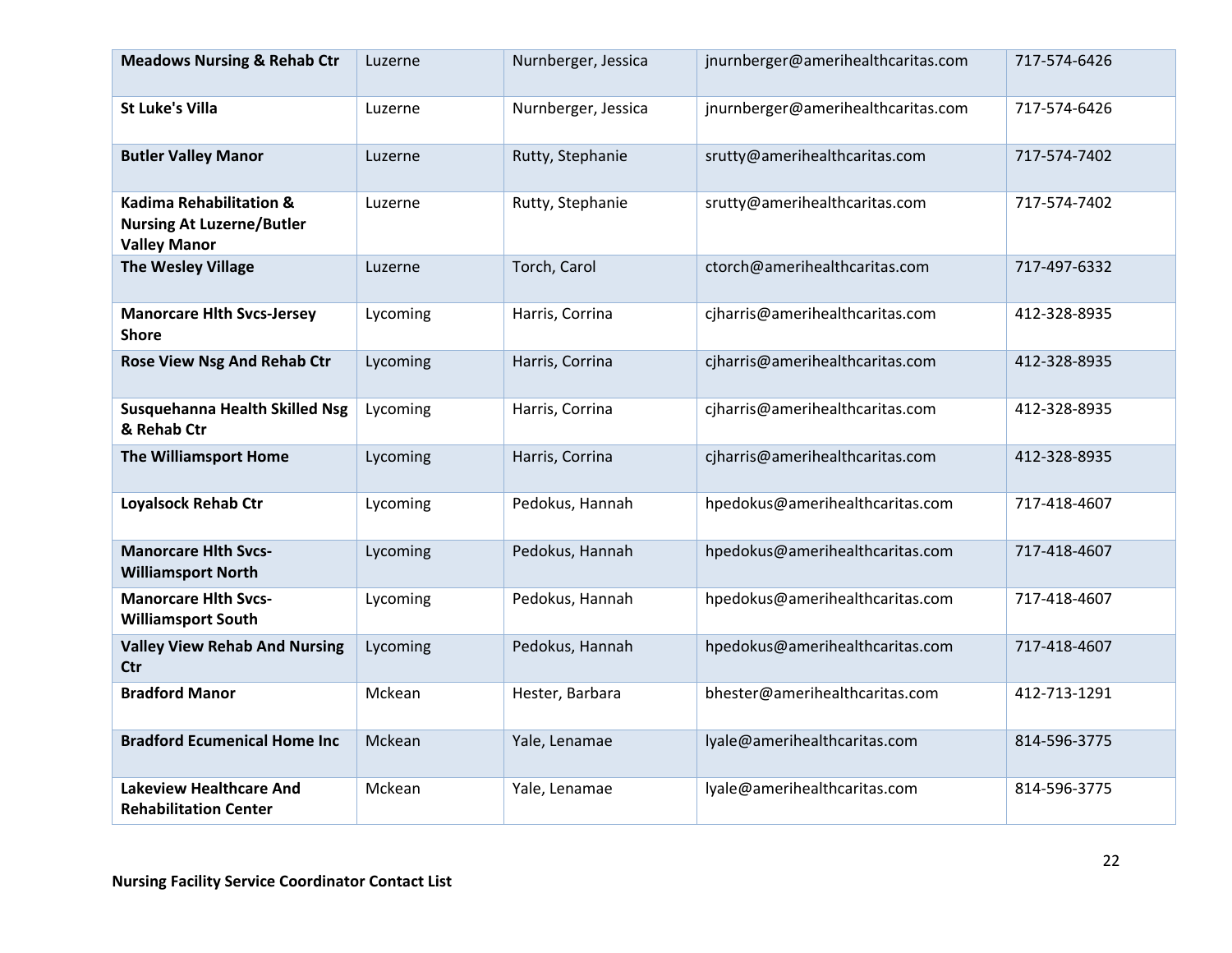| | | | | |
|---|---|---|---|---|
| **Meadows Nursing & Rehab Ctr** | Luzerne | Nurnberger, Jessica | jnurnberger@amerihealthcaritas.com | 717-574-6426 |
| **St Luke's Villa** | Luzerne | Nurnberger, Jessica | jnurnberger@amerihealthcaritas.com | 717-574-6426 |
| **Butler Valley Manor** | Luzerne | Rutty, Stephanie | srutty@amerihealthcaritas.com | 717-574-7402 |
| **Kadima Rehabilitation & Nursing At Luzerne/Butler Valley Manor** | Luzerne | Rutty, Stephanie | srutty@amerihealthcaritas.com | 717-574-7402 |
| **The Wesley Village** | Luzerne | Torch, Carol | ctorch@amerihealthcaritas.com | 717-497-6332 |
| **Manorcare Hlth Svcs-Jersey Shore** | Lycoming | Harris, Corrina | cjharris@amerihealthcaritas.com | 412-328-8935 |
| **Rose View Nsg And Rehab Ctr** | Lycoming | Harris, Corrina | cjharris@amerihealthcaritas.com | 412-328-8935 |
| **Susquehanna Health Skilled Nsg & Rehab Ctr** | Lycoming | Harris, Corrina | cjharris@amerihealthcaritas.com | 412-328-8935 |
| **The Williamsport Home** | Lycoming | Harris, Corrina | cjharris@amerihealthcaritas.com | 412-328-8935 |
| **Loyalsock Rehab Ctr** | Lycoming | Pedokus, Hannah | hpedokus@amerihealthcaritas.com | 717-418-4607 |
| **Manorcare Hlth Svcs-Williamsport North** | Lycoming | Pedokus, Hannah | hpedokus@amerihealthcaritas.com | 717-418-4607 |
| **Manorcare Hlth Svcs-Williamsport South** | Lycoming | Pedokus, Hannah | hpedokus@amerihealthcaritas.com | 717-418-4607 |
| **Valley View Rehab And Nursing Ctr** | Lycoming | Pedokus, Hannah | hpedokus@amerihealthcaritas.com | 717-418-4607 |
| **Bradford Manor** | Mckean | Hester, Barbara | bhester@amerihealthcaritas.com | 412-713-1291 |
| **Bradford Ecumenical Home Inc** | Mckean | Yale, Lenamae | lyale@amerihealthcaritas.com | 814-596-3775 |
| **Lakeview Healthcare And Rehabilitation Center** | Mckean | Yale, Lenamae | lyale@amerihealthcaritas.com | 814-596-3775 |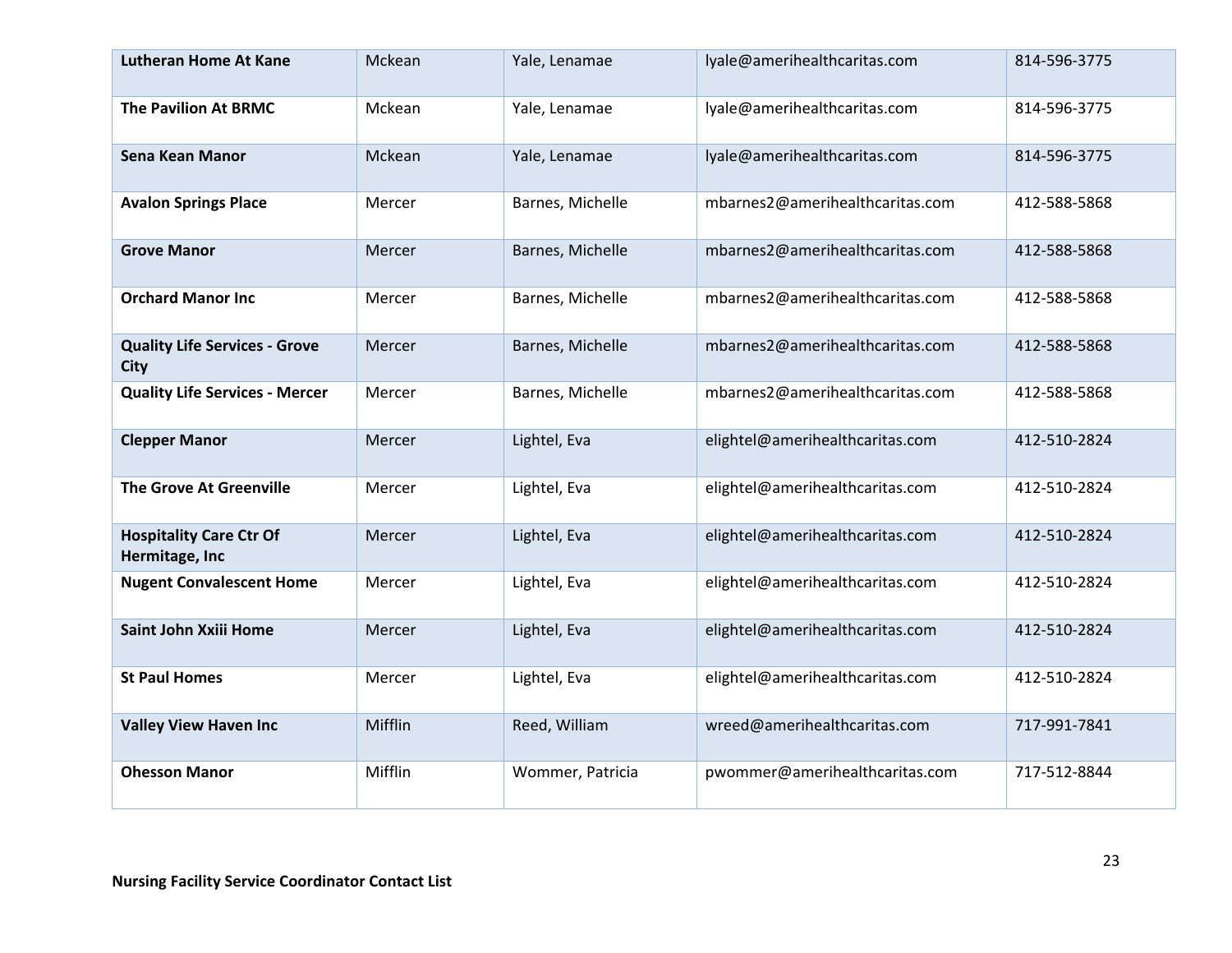| **Lutheran Home At Kane** | Mckean | Yale, Lenamae | lyale@amerihealthcaritas.com | 814-596-3775 |
|---|---|---|---|---|
| **The Pavilion At BRMC** | Mckean | Yale, Lenamae | lyale@amerihealthcaritas.com | 814-596-3775 |
| **Sena Kean Manor** | Mckean | Yale, Lenamae | lyale@amerihealthcaritas.com | 814-596-3775 |
| **Avalon Springs Place** | Mercer | Barnes, Michelle | mbarnes2@amerihealthcaritas.com | 412-588-5868 |
| **Grove Manor** | Mercer | Barnes, Michelle | mbarnes2@amerihealthcaritas.com | 412-588-5868 |
| **Orchard Manor Inc** | Mercer | Barnes, Michelle | mbarnes2@amerihealthcaritas.com | 412-588-5868 |
| **Quality Life Services - Grove City** | Mercer | Barnes, Michelle | mbarnes2@amerihealthcaritas.com | 412-588-5868 |
| **Quality Life Services - Mercer** | Mercer | Barnes, Michelle | mbarnes2@amerihealthcaritas.com | 412-588-5868 |
| **Clepper Manor** | Mercer | Lightel, Eva | elightel@amerihealthcaritas.com | 412-510-2824 |
| **The Grove At Greenville** | Mercer | Lightel, Eva | elightel@amerihealthcaritas.com | 412-510-2824 |
| **Hospitality Care Ctr Of Hermitage, Inc** | Mercer | Lightel, Eva | elightel@amerihealthcaritas.com | 412-510-2824 |
| **Nugent Convalescent Home** | Mercer | Lightel, Eva | elightel@amerihealthcaritas.com | 412-510-2824 |
| **Saint John Xxiii Home** | Mercer | Lightel, Eva | elightel@amerihealthcaritas.com | 412-510-2824 |
| **St Paul Homes** | Mercer | Lightel, Eva | elightel@amerihealthcaritas.com | 412-510-2824 |
| **Valley View Haven Inc** | Mifflin | Reed, William | wreed@amerihealthcaritas.com | 717-991-7841 |
| **Ohesson Manor** | Mifflin | Wommer, Patricia | pwommer@amerihealthcaritas.com | 717-512-8844 |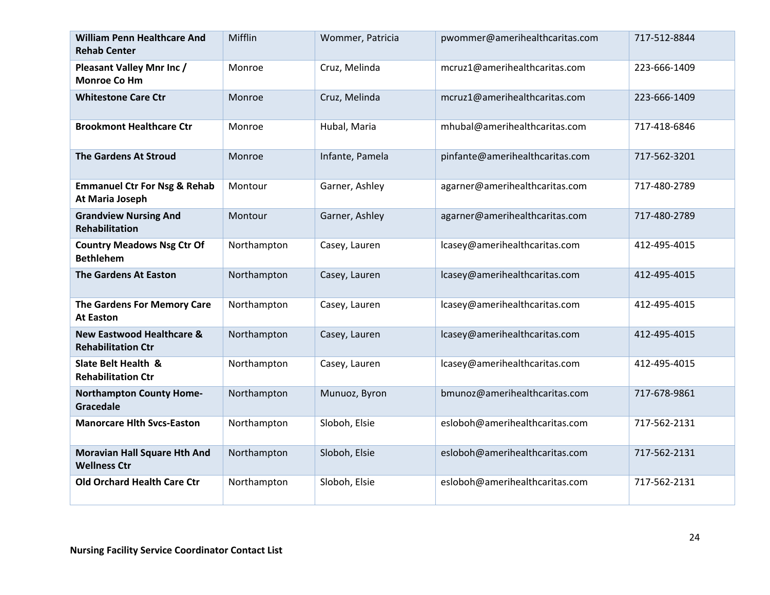| **William Penn Healthcare And Rehab Center** | Mifflin | Wommer, Patricia | pwommer@amerihealthcaritas.com | 717-512-8844 |
|---|---|---|---|---|
| **Pleasant Valley Mnr Inc / Monroe Co Hm** | Monroe | Cruz, Melinda | mcruz1@amerihealthcaritas.com | 223-666-1409 |
| **Whitestone Care Ctr** | Monroe | Cruz, Melinda | mcruz1@amerihealthcaritas.com | 223-666-1409 |
| **Brookmont Healthcare Ctr** | Monroe | Hubal, Maria | mhubal@amerihealthcaritas.com | 717-418-6846 |
| **The Gardens At Stroud** | Monroe | Infante, Pamela | pinfante@amerihealthcaritas.com | 717-562-3201 |
| **Emmanuel Ctr For Nsg & Rehab At Maria Joseph** | Montour | Garner, Ashley | agarner@amerihealthcaritas.com | 717-480-2789 |
| **Grandview Nursing And Rehabilitation** | Montour | Garner, Ashley | agarner@amerihealthcaritas.com | 717-480-2789 |
| **Country Meadows Nsg Ctr Of Bethlehem** | Northampton | Casey, Lauren | lcasey@amerihealthcaritas.com | 412-495-4015 |
| **The Gardens At Easton** | Northampton | Casey, Lauren | lcasey@amerihealthcaritas.com | 412-495-4015 |
| **The Gardens For Memory Care At Easton** | Northampton | Casey, Lauren | lcasey@amerihealthcaritas.com | 412-495-4015 |
| **New Eastwood Healthcare & Rehabilitation Ctr** | Northampton | Casey, Lauren | lcasey@amerihealthcaritas.com | 412-495-4015 |
| **Slate Belt Health & Rehabilitation Ctr** | Northampton | Casey, Lauren | lcasey@amerihealthcaritas.com | 412-495-4015 |
| **Northampton County Home-Gracedale** | Northampton | Munuoz, Byron | bmunoz@amerihealthcaritas.com | 717-678-9861 |
| **Manorcare Hlth Svcs-Easton** | Northampton | Sloboh, Elsie | esloboh@amerihealthcaritas.com | 717-562-2131 |
| **Moravian Hall Square Hth And Wellness Ctr** | Northampton | Sloboh, Elsie | esloboh@amerihealthcaritas.com | 717-562-2131 |
| **Old Orchard Health Care Ctr** | Northampton | Sloboh, Elsie | esloboh@amerihealthcaritas.com | 717-562-2131 |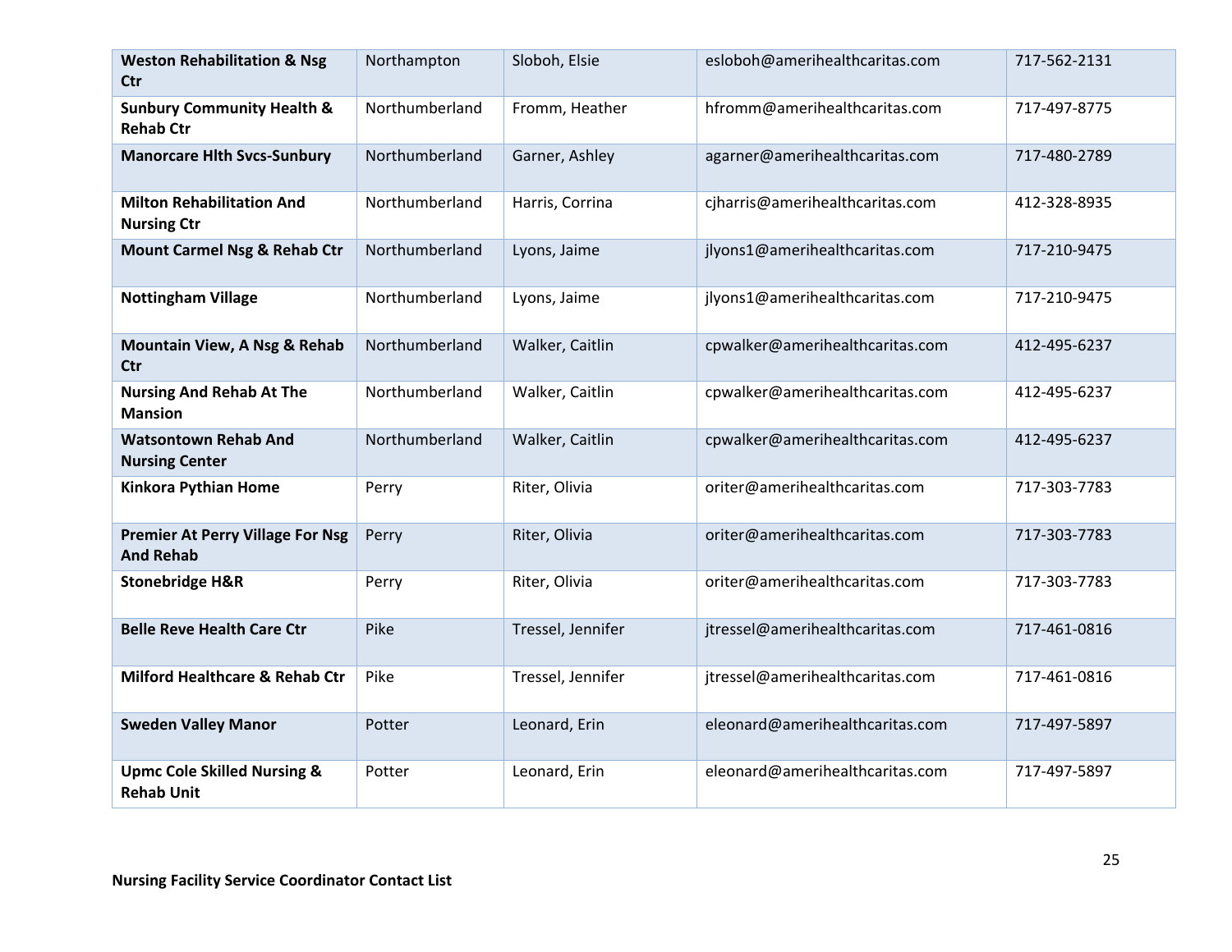| | | | | |
|---|---|---|---|---|
| **Weston Rehabilitation & Nsg Ctr** | Northampton | Sloboh, Elsie | esloboh@amerihealthcaritas.com | 717-562-2131 |
| **Sunbury Community Health & Rehab Ctr** | Northumberland | Fromm, Heather | hfromm@amerihealthcaritas.com | 717-497-8775 |
| **Manorcare Hlth Svcs-Sunbury** | Northumberland | Garner, Ashley | agarner@amerihealthcaritas.com | 717-480-2789 |
| **Milton Rehabilitation And Nursing Ctr** | Northumberland | Harris, Corrina | cjharris@amerihealthcaritas.com | 412-328-8935 |
| **Mount Carmel Nsg & Rehab Ctr** | Northumberland | Lyons, Jaime | jlyons1@amerihealthcaritas.com | 717-210-9475 |
| **Nottingham Village** | Northumberland | Lyons, Jaime | jlyons1@amerihealthcaritas.com | 717-210-9475 |
| **Mountain View, A Nsg & Rehab Ctr** | Northumberland | Walker, Caitlin | cpwalker@amerihealthcaritas.com | 412-495-6237 |
| **Nursing And Rehab At The Mansion** | Northumberland | Walker, Caitlin | cpwalker@amerihealthcaritas.com | 412-495-6237 |
| **Watsontown Rehab And Nursing Center** | Northumberland | Walker, Caitlin | cpwalker@amerihealthcaritas.com | 412-495-6237 |
| **Kinkora Pythian Home** | Perry | Riter, Olivia | oriter@amerihealthcaritas.com | 717-303-7783 |
| **Premier At Perry Village For Nsg And Rehab** | Perry | Riter, Olivia | oriter@amerihealthcaritas.com | 717-303-7783 |
| **Stonebridge H&R** | Perry | Riter, Olivia | oriter@amerihealthcaritas.com | 717-303-7783 |
| **Belle Reve Health Care Ctr** | Pike | Tressel, Jennifer | jtressel@amerihealthcaritas.com | 717-461-0816 |
| **Milford Healthcare & Rehab Ctr** | Pike | Tressel, Jennifer | jtressel@amerihealthcaritas.com | 717-461-0816 |
| **Sweden Valley Manor** | Potter | Leonard, Erin | eleonard@amerihealthcaritas.com | 717-497-5897 |
| **Upmc Cole Skilled Nursing & Rehab Unit** | Potter | Leonard, Erin | eleonard@amerihealthcaritas.com | 717-497-5897 |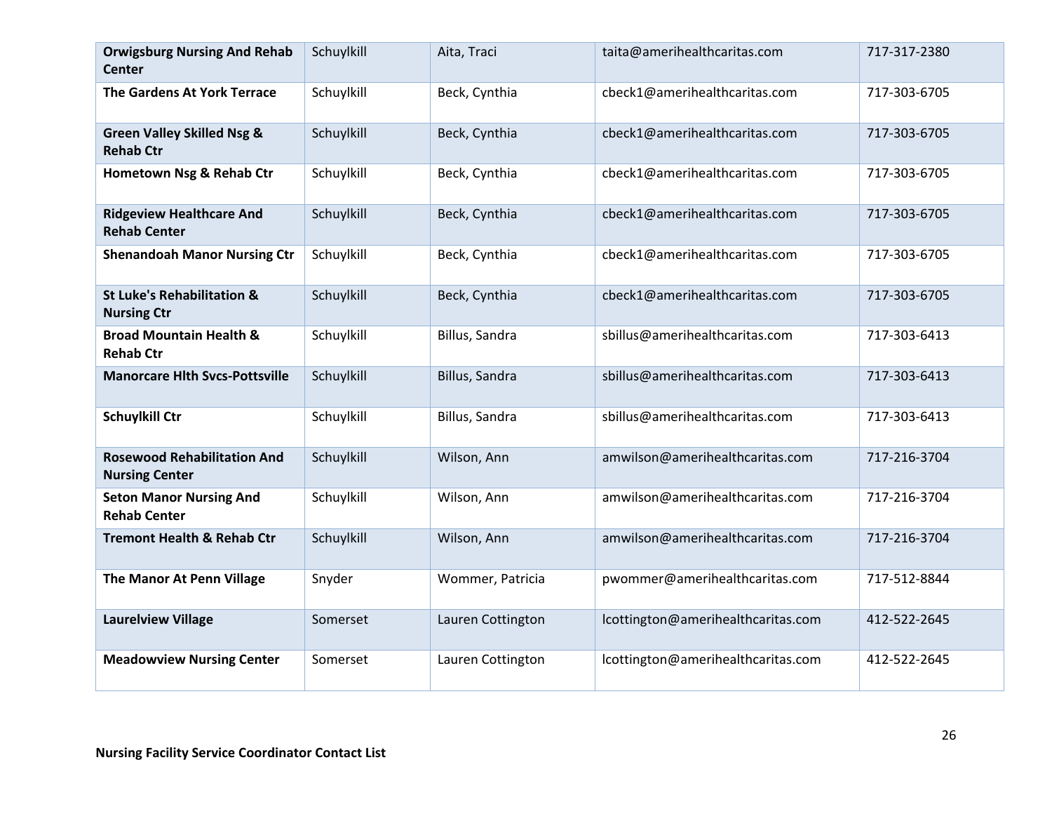| **Orwigsburg Nursing And Rehab Center** | Schuylkill | Aita, Traci | taita@amerihealthcaritas.com | 717-317-2380 |
|---|---|---|---|---|
| **The Gardens At York Terrace** | Schuylkill | Beck, Cynthia | cbeck1@amerihealthcaritas.com | 717-303-6705 |
| **Green Valley Skilled Nsg & Rehab Ctr** | Schuylkill | Beck, Cynthia | cbeck1@amerihealthcaritas.com | 717-303-6705 |
| **Hometown Nsg & Rehab Ctr** | Schuylkill | Beck, Cynthia | cbeck1@amerihealthcaritas.com | 717-303-6705 |
| **Ridgeview Healthcare And Rehab Center** | Schuylkill | Beck, Cynthia | cbeck1@amerihealthcaritas.com | 717-303-6705 |
| **Shenandoah Manor Nursing Ctr** | Schuylkill | Beck, Cynthia | cbeck1@amerihealthcaritas.com | 717-303-6705 |
| **St Luke's Rehabilitation & Nursing Ctr** | Schuylkill | Beck, Cynthia | cbeck1@amerihealthcaritas.com | 717-303-6705 |
| **Broad Mountain Health & Rehab Ctr** | Schuylkill | Billus, Sandra | sbillus@amerihealthcaritas.com | 717-303-6413 |
| **Manorcare Hlth Svcs-Pottsville** | Schuylkill | Billus, Sandra | sbillus@amerihealthcaritas.com | 717-303-6413 |
| **Schuylkill Ctr** | Schuylkill | Billus, Sandra | sbillus@amerihealthcaritas.com | 717-303-6413 |
| **Rosewood Rehabilitation And Nursing Center** | Schuylkill | Wilson, Ann | amwilson@amerihealthcaritas.com | 717-216-3704 |
| **Seton Manor Nursing And Rehab Center** | Schuylkill | Wilson, Ann | amwilson@amerihealthcaritas.com | 717-216-3704 |
| **Tremont Health & Rehab Ctr** | Schuylkill | Wilson, Ann | amwilson@amerihealthcaritas.com | 717-216-3704 |
| **The Manor At Penn Village** | Snyder | Wommer, Patricia | pwommer@amerihealthcaritas.com | 717-512-8844 |
| **Laurelview Village** | Somerset | Lauren Cottington | lcottington@amerihealthcaritas.com | 412-522-2645 |
| **Meadowview Nursing Center** | Somerset | Lauren Cottington | lcottington@amerihealthcaritas.com | 412-522-2645 |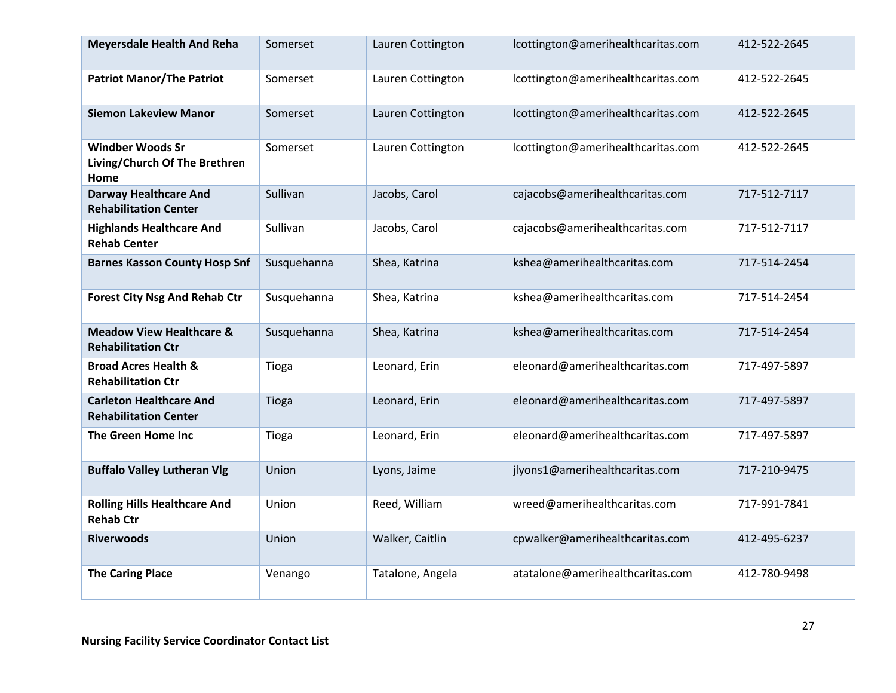| | | | | |
|---|---|---|---|---|
| **Meyersdale Health And Reha** | Somerset | Lauren Cottington | lcottington@amerihealthcaritas.com | 412-522-2645 |
| **Patriot Manor/The Patriot** | Somerset | Lauren Cottington | lcottington@amerihealthcaritas.com | 412-522-2645 |
| **Siemon Lakeview Manor** | Somerset | Lauren Cottington | lcottington@amerihealthcaritas.com | 412-522-2645 |
| **Windber Woods Sr Living/Church Of The Brethren Home** | Somerset | Lauren Cottington | lcottington@amerihealthcaritas.com | 412-522-2645 |
| **Darway Healthcare And Rehabilitation Center** | Sullivan | Jacobs, Carol | cajacobs@amerihealthcaritas.com | 717-512-7117 |
| **Highlands Healthcare And Rehab Center** | Sullivan | Jacobs, Carol | cajacobs@amerihealthcaritas.com | 717-512-7117 |
| **Barnes Kasson County Hosp Snf** | Susquehanna | Shea, Katrina | kshea@amerihealthcaritas.com | 717-514-2454 |
| **Forest City Nsg And Rehab Ctr** | Susquehanna | Shea, Katrina | kshea@amerihealthcaritas.com | 717-514-2454 |
| **Meadow View Healthcare & Rehabilitation Ctr** | Susquehanna | Shea, Katrina | kshea@amerihealthcaritas.com | 717-514-2454 |
| **Broad Acres Health & Rehabilitation Ctr** | Tioga | Leonard, Erin | eleonard@amerihealthcaritas.com | 717-497-5897 |
| **Carleton Healthcare And Rehabilitation Center** | Tioga | Leonard, Erin | eleonard@amerihealthcaritas.com | 717-497-5897 |
| **The Green Home Inc** | Tioga | Leonard, Erin | eleonard@amerihealthcaritas.com | 717-497-5897 |
| **Buffalo Valley Lutheran Vlg** | Union | Lyons, Jaime | jlyons1@amerihealthcaritas.com | 717-210-9475 |
| **Rolling Hills Healthcare And Rehab Ctr** | Union | Reed, William | wreed@amerihealthcaritas.com | 717-991-7841 |
| **Riverwoods** | Union | Walker, Caitlin | cpwalker@amerihealthcaritas.com | 412-495-6237 |
| **The Caring Place** | Venango | Tatalone, Angela | atatalone@amerihealthcaritas.com | 412-780-9498 |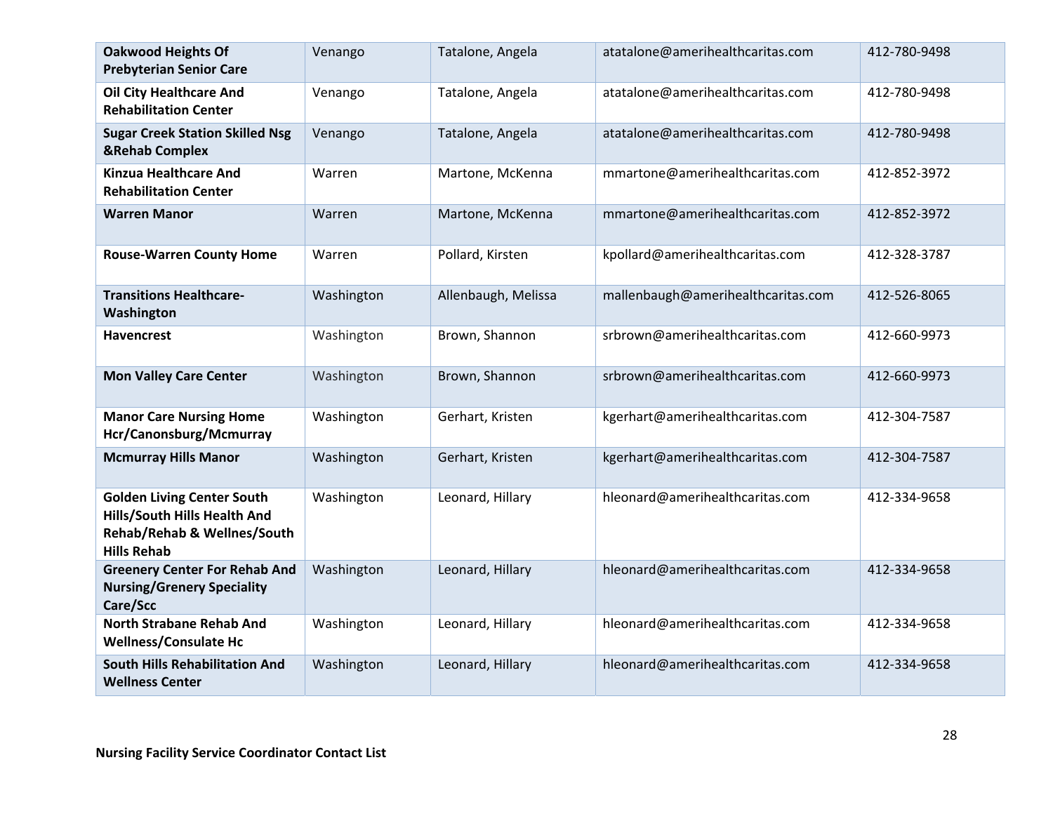| | | | | |
|---|---|---|---|---|
| **Oakwood Heights Of Prebyterian Senior Care** | Venango | Tatalone, Angela | atatalone@amerihealthcaritas.com | 412-780-9498 |
| **Oil City Healthcare And Rehabilitation Center** | Venango | Tatalone, Angela | atatalone@amerihealthcaritas.com | 412-780-9498 |
| **Sugar Creek Station Skilled Nsg &Rehab Complex** | Venango | Tatalone, Angela | atatalone@amerihealthcaritas.com | 412-780-9498 |
| **Kinzua Healthcare And Rehabilitation Center** | Warren | Martone, McKenna | mmartone@amerihealthcaritas.com | 412-852-3972 |
| **Warren Manor** | Warren | Martone, McKenna | mmartone@amerihealthcaritas.com | 412-852-3972 |
| **Rouse-Warren County Home** | Warren | Pollard, Kirsten | kpollard@amerihealthcaritas.com | 412-328-3787 |
| **Transitions Healthcare-Washington** | Washington | Allenbaugh, Melissa | mallenbaugh@amerihealthcaritas.com | 412-526-8065 |
| **Havencrest** | Washington | Brown, Shannon | srbrown@amerihealthcaritas.com | 412-660-9973 |
| **Mon Valley Care Center** | Washington | Brown, Shannon | srbrown@amerihealthcaritas.com | 412-660-9973 |
| **Manor Care Nursing Home Hcr/Canonsburg/Mcmurray** | Washington | Gerhart, Kristen | kgerhart@amerihealthcaritas.com | 412-304-7587 |
| **Mcmurray Hills Manor** | Washington | Gerhart, Kristen | kgerhart@amerihealthcaritas.com | 412-304-7587 |
| **Golden Living Center South Hills/South Hills Health And Rehab/Rehab & Wellnes/South Hills Rehab** | Washington | Leonard, Hillary | hleonard@amerihealthcaritas.com | 412-334-9658 |
| **Greenery Center For Rehab And Nursing/Grenery Speciality Care/Scc** | Washington | Leonard, Hillary | hleonard@amerihealthcaritas.com | 412-334-9658 |
| **North Strabane Rehab And Wellness/Consulate Hc** | Washington | Leonard, Hillary | hleonard@amerihealthcaritas.com | 412-334-9658 |
| **South Hills Rehabilitation And Wellness Center** | Washington | Leonard, Hillary | hleonard@amerihealthcaritas.com | 412-334-9658 |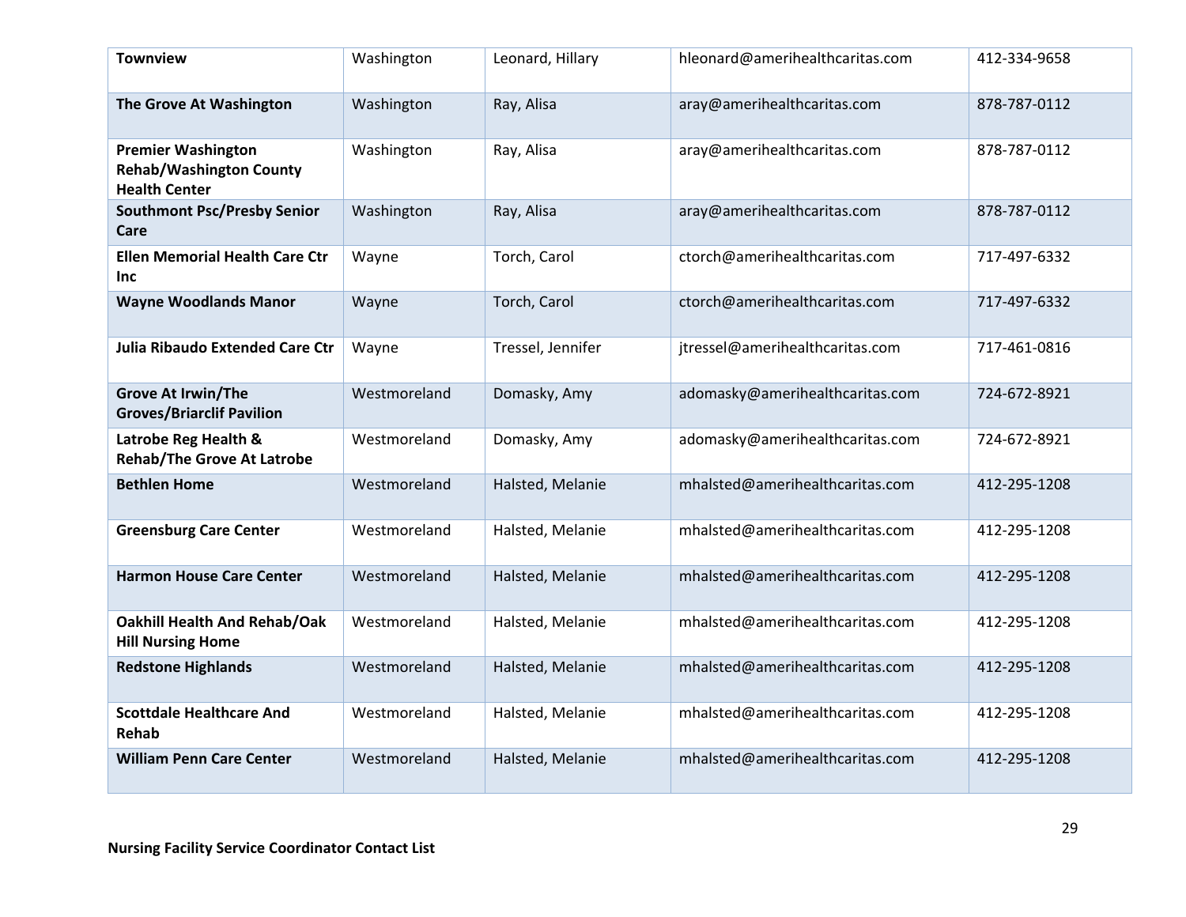| | | | | |
|---|---|---|---|---|
| **Townview** | Washington | Leonard, Hillary | hleonard@amerihealthcaritas.com | 412-334-9658 |
| **The Grove At Washington** | Washington | Ray, Alisa | aray@amerihealthcaritas.com | 878-787-0112 |
| **Premier Washington Rehab/Washington County Health Center** | Washington | Ray, Alisa | aray@amerihealthcaritas.com | 878-787-0112 |
| **Southmont Psc/Presby Senior Care** | Washington | Ray, Alisa | aray@amerihealthcaritas.com | 878-787-0112 |
| **Ellen Memorial Health Care Ctr Inc** | Wayne | Torch, Carol | ctorch@amerihealthcaritas.com | 717-497-6332 |
| **Wayne Woodlands Manor** | Wayne | Torch, Carol | ctorch@amerihealthcaritas.com | 717-497-6332 |
| **Julia Ribaudo Extended Care Ctr** | Wayne | Tressel, Jennifer | jtressel@amerihealthcaritas.com | 717-461-0816 |
| **Grove At Irwin/The Groves/Briarclif Pavilion** | Westmoreland | Domasky, Amy | adomasky@amerihealthcaritas.com | 724-672-8921 |
| **Latrobe Reg Health & Rehab/The Grove At Latrobe** | Westmoreland | Domasky, Amy | adomasky@amerihealthcaritas.com | 724-672-8921 |
| **Bethlen Home** | Westmoreland | Halsted, Melanie | mhalsted@amerihealthcaritas.com | 412-295-1208 |
| **Greensburg Care Center** | Westmoreland | Halsted, Melanie | mhalsted@amerihealthcaritas.com | 412-295-1208 |
| **Harmon House Care Center** | Westmoreland | Halsted, Melanie | mhalsted@amerihealthcaritas.com | 412-295-1208 |
| **Oakhill Health And Rehab/Oak Hill Nursing Home** | Westmoreland | Halsted, Melanie | mhalsted@amerihealthcaritas.com | 412-295-1208 |
| **Redstone Highlands** | Westmoreland | Halsted, Melanie | mhalsted@amerihealthcaritas.com | 412-295-1208 |
| **Scottdale Healthcare And Rehab** | Westmoreland | Halsted, Melanie | mhalsted@amerihealthcaritas.com | 412-295-1208 |
| **William Penn Care Center** | Westmoreland | Halsted, Melanie | mhalsted@amerihealthcaritas.com | 412-295-1208 |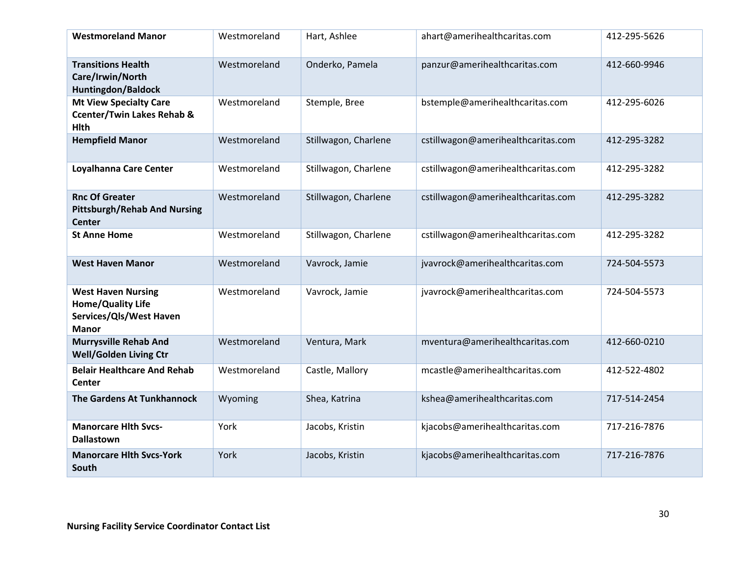| | | | | |
|---|---|---|---|---|
| **Westmoreland Manor** | Westmoreland | Hart, Ashlee | ahart@amerihealthcaritas.com | 412-295-5626 |
| **Transitions Health Care/Irwin/North Huntingdon/Baldock** | Westmoreland | Onderko, Pamela | panzur@amerihealthcaritas.com | 412-660-9946 |
| **Mt View Specialty Care Ccenter/Twin Lakes Rehab & Hlth** | Westmoreland | Stemple, Bree | bstemple@amerihealthcaritas.com | 412-295-6026 |
| **Hempfield Manor** | Westmoreland | Stillwagon, Charlene | cstillwagon@amerihealthcaritas.com | 412-295-3282 |
| **Loyalhanna Care Center** | Westmoreland | Stillwagon, Charlene | cstillwagon@amerihealthcaritas.com | 412-295-3282 |
| **Rnc Of Greater Pittsburgh/Rehab And Nursing Center** | Westmoreland | Stillwagon, Charlene | cstillwagon@amerihealthcaritas.com | 412-295-3282 |
| **St Anne Home** | Westmoreland | Stillwagon, Charlene | cstillwagon@amerihealthcaritas.com | 412-295-3282 |
| **West Haven Manor** | Westmoreland | Vavrock, Jamie | jvavrock@amerihealthcaritas.com | 724-504-5573 |
| **West Haven Nursing Home/Quality Life Services/Qls/West Haven Manor** | Westmoreland | Vavrock, Jamie | jvavrock@amerihealthcaritas.com | 724-504-5573 |
| **Murrysville Rehab And Well/Golden Living Ctr** | Westmoreland | Ventura, Mark | mventura@amerihealthcaritas.com | 412-660-0210 |
| **Belair Healthcare And Rehab Center** | Westmoreland | Castle, Mallory | mcastle@amerihealthcaritas.com | 412-522-4802 |
| **The Gardens At Tunkhannock** | Wyoming | Shea, Katrina | kshea@amerihealthcaritas.com | 717-514-2454 |
| **Manorcare Hlth Svcs-Dallastown** | York | Jacobs, Kristin | kjacobs@amerihealthcaritas.com | 717-216-7876 |
| **Manorcare Hlth Svcs-York South** | York | Jacobs, Kristin | kjacobs@amerihealthcaritas.com | 717-216-7876 |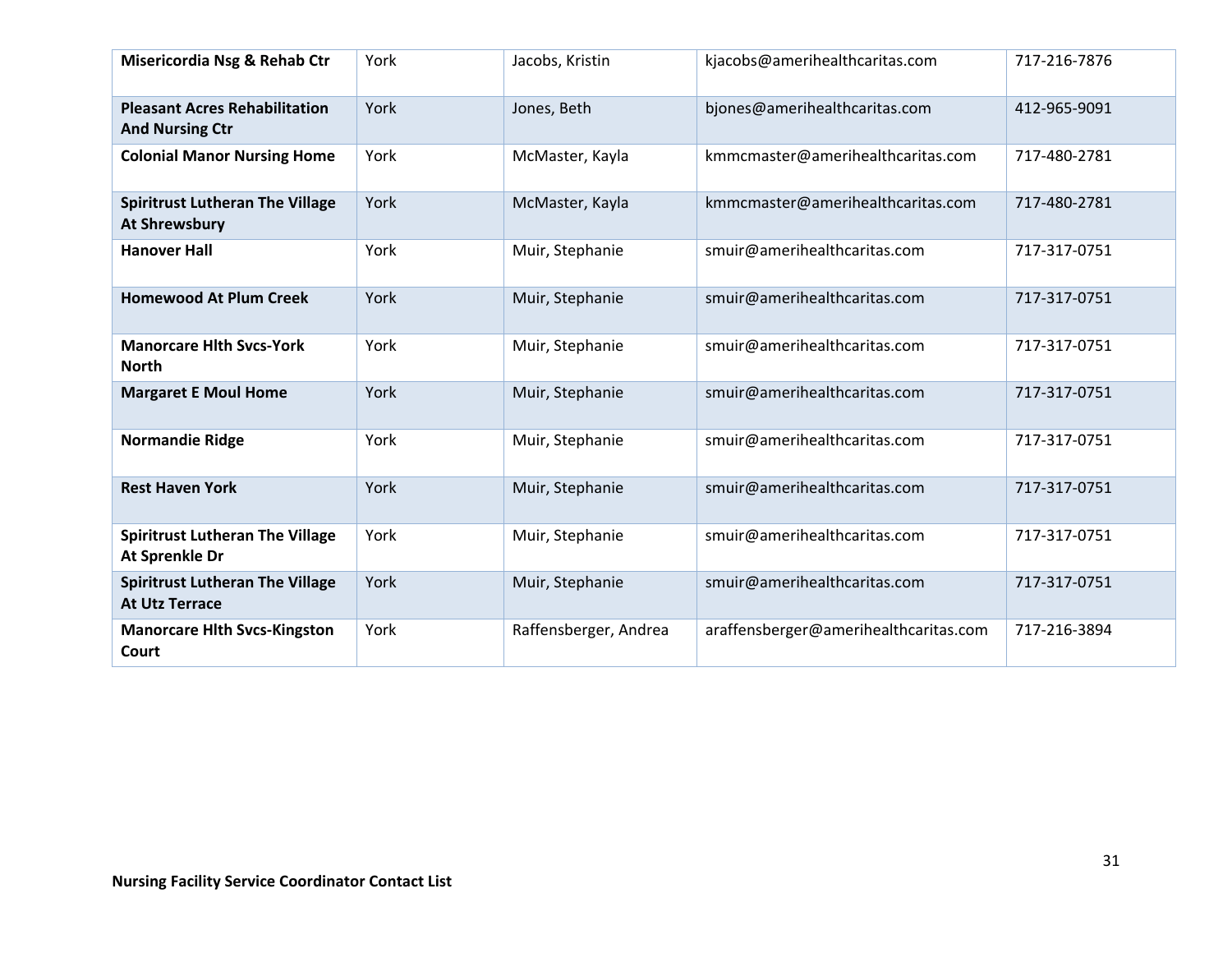| | | | | |
|---|---|---|---|---|
| **Misericordia Nsg & Rehab Ctr** | York | Jacobs, Kristin | kjacobs@amerihealthcaritas.com | 717-216-7876 |
| **Pleasant Acres Rehabilitation And Nursing Ctr** | York | Jones, Beth | bjones@amerihealthcaritas.com | 412-965-9091 |
| **Colonial Manor Nursing Home** | York | McMaster, Kayla | kmmcmaster@amerihealthcaritas.com | 717-480-2781 |
| **Spiritrust Lutheran The Village At Shrewsbury** | York | McMaster, Kayla | kmmcmaster@amerihealthcaritas.com | 717-480-2781 |
| **Hanover Hall** | York | Muir, Stephanie | smuir@amerihealthcaritas.com | 717-317-0751 |
| **Homewood At Plum Creek** | York | Muir, Stephanie | smuir@amerihealthcaritas.com | 717-317-0751 |
| **Manorcare Hlth Svcs-York North** | York | Muir, Stephanie | smuir@amerihealthcaritas.com | 717-317-0751 |
| **Margaret E Moul Home** | York | Muir, Stephanie | smuir@amerihealthcaritas.com | 717-317-0751 |
| **Normandie Ridge** | York | Muir, Stephanie | smuir@amerihealthcaritas.com | 717-317-0751 |
| **Rest Haven York** | York | Muir, Stephanie | smuir@amerihealthcaritas.com | 717-317-0751 |
| **Spiritrust Lutheran The Village At Sprenkle Dr** | York | Muir, Stephanie | smuir@amerihealthcaritas.com | 717-317-0751 |
| **Spiritrust Lutheran The Village At Utz Terrace** | York | Muir, Stephanie | smuir@amerihealthcaritas.com | 717-317-0751 |
| **Manorcare Hlth Svcs-Kingston Court** | York | Raffensberger, Andrea | araffensberger@amerihealthcaritas.com | 717-216-3894 |